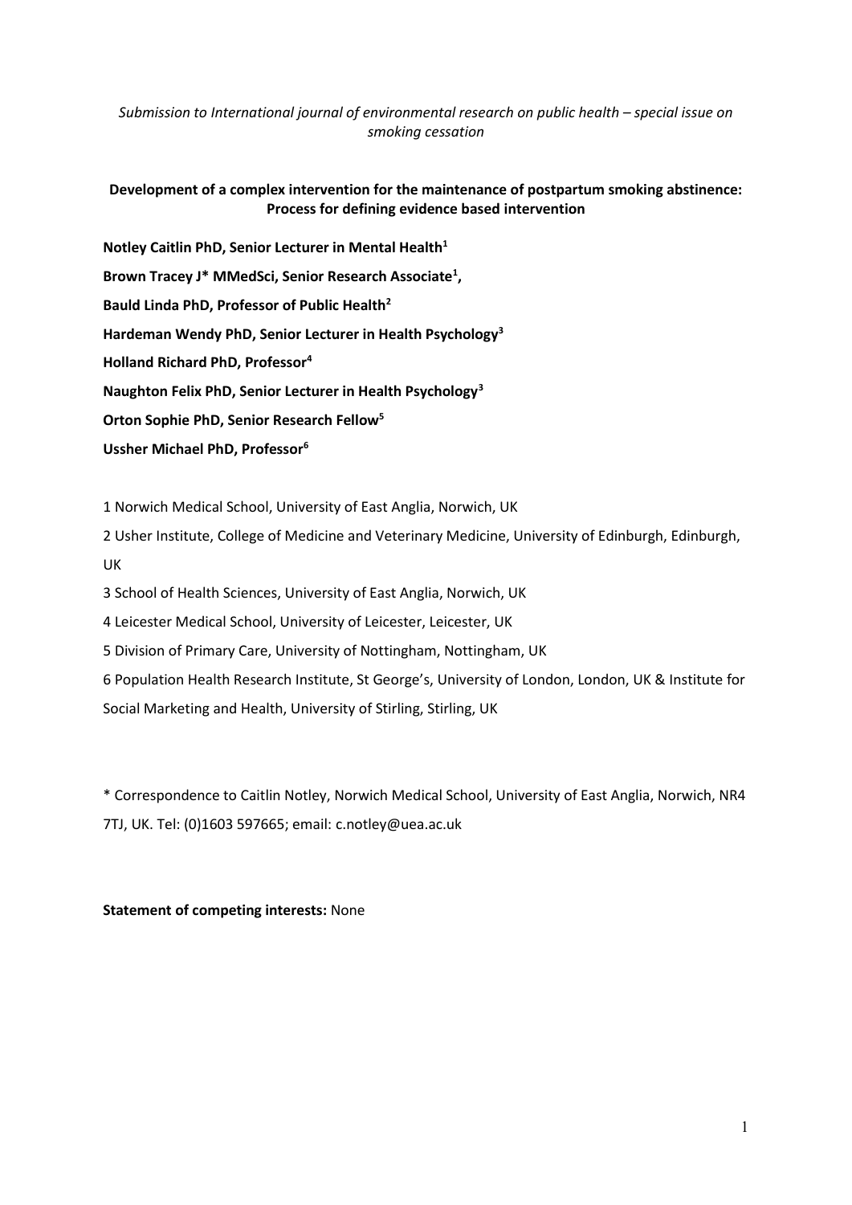*Submission to International journal of environmental research on public health – special issue on smoking cessation*

**Development of a complex intervention for the maintenance of postpartum smoking abstinence: Process for defining evidence based intervention**

**Notley Caitlin PhD, Senior Lecturer in Mental Health[1]**

**Brown Tracey J* MMedSci, Senior Research Associate[1],**

**Bauld Linda PhD, Professor of Public Health[2]**

**Hardeman Wendy PhD, Senior Lecturer in Health Psychology[3]**

**Holland Richard PhD, Professor[4]**

**Naughton Felix PhD, Senior Lecturer in Health Psychology[3]**

**Orton Sophie PhD, Senior Research Fellow[5]**

**Ussher Michael PhD, Professor[6]**

1 Norwich Medical School, University of East Anglia, Norwich, UK

2 Usher Institute, College of Medicine and Veterinary Medicine, University of Edinburgh, Edinburgh, UK

3 School of Health Sciences, University of East Anglia, Norwich, UK

4 Leicester Medical School, University of Leicester, Leicester, UK

5 Division of Primary Care, University of Nottingham, Nottingham, UK

6 Population Health Research Institute, St George's, University of London, London, UK & Institute for Social Marketing and Health, University of Stirling, Stirling, UK

* Correspondence to Caitlin Notley, Norwich Medical School, University of East Anglia, Norwich, NR4 7TJ, UK. Tel: (0)1603 597665; email: c.notley@uea.ac.uk

**Statement of competing interests:** None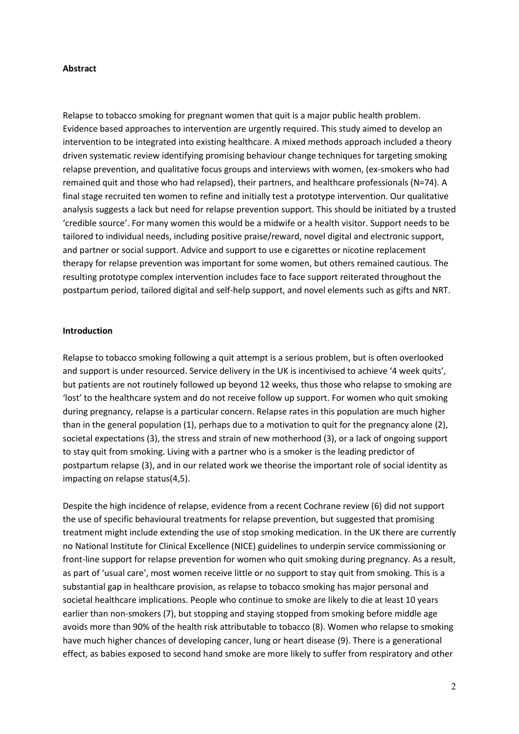**Abstract**

Relapse to tobacco smoking for pregnant women that quit is a major public health problem. Evidence based approaches to intervention are urgently required. This study aimed to develop an intervention to be integrated into existing healthcare. A mixed methods approach included a theory driven systematic review identifying promising behaviour change techniques for targeting smoking relapse prevention, and qualitative focus groups and interviews with women, (ex-smokers who had remained quit and those who had relapsed), their partners, and healthcare professionals (N=74). A final stage recruited ten women to refine and initially test a prototype intervention. Our qualitative analysis suggests a lack but need for relapse prevention support. This should be initiated by a trusted 'credible source'. For many women this would be a midwife or a health visitor. Support needs to be tailored to individual needs, including positive praise/reward, novel digital and electronic support, and partner or social support. Advice and support to use e cigarettes or nicotine replacement therapy for relapse prevention was important for some women, but others remained cautious. The resulting prototype complex intervention includes face to face support reiterated throughout the postpartum period, tailored digital and self-help support, and novel elements such as gifts and NRT.

**Introduction**

Relapse to tobacco smoking following a quit attempt is a serious problem, but is often overlooked and support is under resourced. Service delivery in the UK is incentivised to achieve '4 week quits', but patients are not routinely followed up beyond 12 weeks, thus those who relapse to smoking are 'lost' to the healthcare system and do not receive follow up support. For women who quit smoking during pregnancy, relapse is a particular concern. Relapse rates in this population are much higher than in the general population (1), perhaps due to a motivation to quit for the pregnancy alone (2), societal expectations (3), the stress and strain of new motherhood (3), or a lack of ongoing support to stay quit from smoking. Living with a partner who is a smoker is the leading predictor of postpartum relapse (3), and in our related work we theorise the important role of social identity as impacting on relapse status(4,5).

Despite the high incidence of relapse, evidence from a recent Cochrane review (6) did not support the use of specific behavioural treatments for relapse prevention, but suggested that promising treatment might include extending the use of stop smoking medication. In the UK there are currently no National Institute for Clinical Excellence (NICE) guidelines to underpin service commissioning or front-line support for relapse prevention for women who quit smoking during pregnancy. As a result, as part of 'usual care', most women receive little or no support to stay quit from smoking. This is a substantial gap in healthcare provision, as relapse to tobacco smoking has major personal and societal healthcare implications. People who continue to smoke are likely to die at least 10 years earlier than non-smokers (7), but stopping and staying stopped from smoking before middle age avoids more than 90% of the health risk attributable to tobacco (8). Women who relapse to smoking have much higher chances of developing cancer, lung or heart disease (9). There is a generational effect, as babies exposed to second hand smoke are more likely to suffer from respiratory and other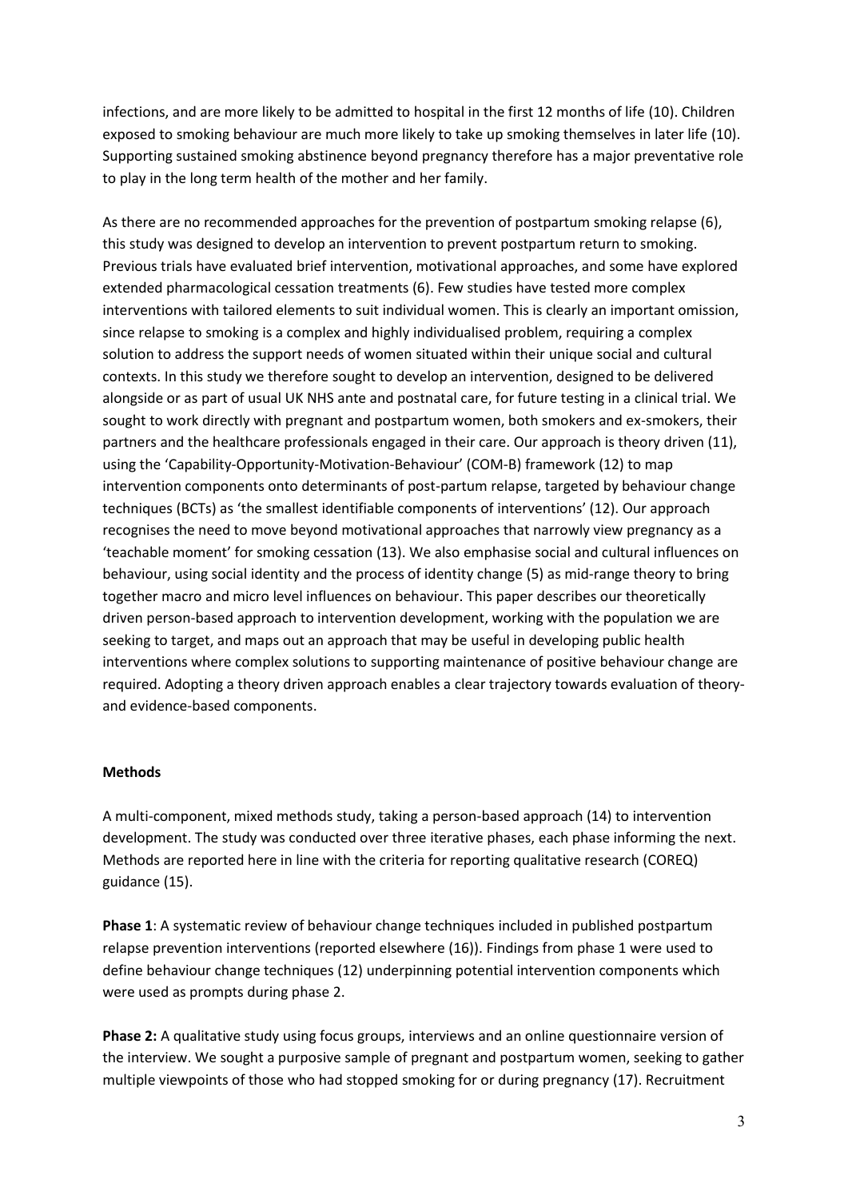infections, and are more likely to be admitted to hospital in the first 12 months of life (10). Children exposed to smoking behaviour are much more likely to take up smoking themselves in later life (10). Supporting sustained smoking abstinence beyond pregnancy therefore has a major preventative role to play in the long term health of the mother and her family.

As there are no recommended approaches for the prevention of postpartum smoking relapse (6), this study was designed to develop an intervention to prevent postpartum return to smoking. Previous trials have evaluated brief intervention, motivational approaches, and some have explored extended pharmacological cessation treatments (6). Few studies have tested more complex interventions with tailored elements to suit individual women. This is clearly an important omission, since relapse to smoking is a complex and highly individualised problem, requiring a complex solution to address the support needs of women situated within their unique social and cultural contexts. In this study we therefore sought to develop an intervention, designed to be delivered alongside or as part of usual UK NHS ante and postnatal care, for future testing in a clinical trial. We sought to work directly with pregnant and postpartum women, both smokers and ex-smokers, their partners and the healthcare professionals engaged in their care. Our approach is theory driven (11), using the 'Capability-Opportunity-Motivation-Behaviour' (COM-B) framework (12) to map intervention components onto determinants of post-partum relapse, targeted by behaviour change techniques (BCTs) as 'the smallest identifiable components of interventions' (12). Our approach recognises the need to move beyond motivational approaches that narrowly view pregnancy as a 'teachable moment' for smoking cessation (13). We also emphasise social and cultural influences on behaviour, using social identity and the process of identity change (5) as mid-range theory to bring together macro and micro level influences on behaviour. This paper describes our theoretically driven person-based approach to intervention development, working with the population we are seeking to target, and maps out an approach that may be useful in developing public health interventions where complex solutions to supporting maintenance of positive behaviour change are required. Adopting a theory driven approach enables a clear trajectory towards evaluation of theory- and evidence-based components.

## Methods

A multi-component, mixed methods study, taking a person-based approach (14) to intervention development. The study was conducted over three iterative phases, each phase informing the next. Methods are reported here in line with the criteria for reporting qualitative research (COREQ) guidance (15).

**Phase 1**: A systematic review of behaviour change techniques included in published postpartum relapse prevention interventions (reported elsewhere (16)). Findings from phase 1 were used to define behaviour change techniques (12) underpinning potential intervention components which were used as prompts during phase 2.

**Phase 2:** A qualitative study using focus groups, interviews and an online questionnaire version of the interview. We sought a purposive sample of pregnant and postpartum women, seeking to gather multiple viewpoints of those who had stopped smoking for or during pregnancy (17). Recruitment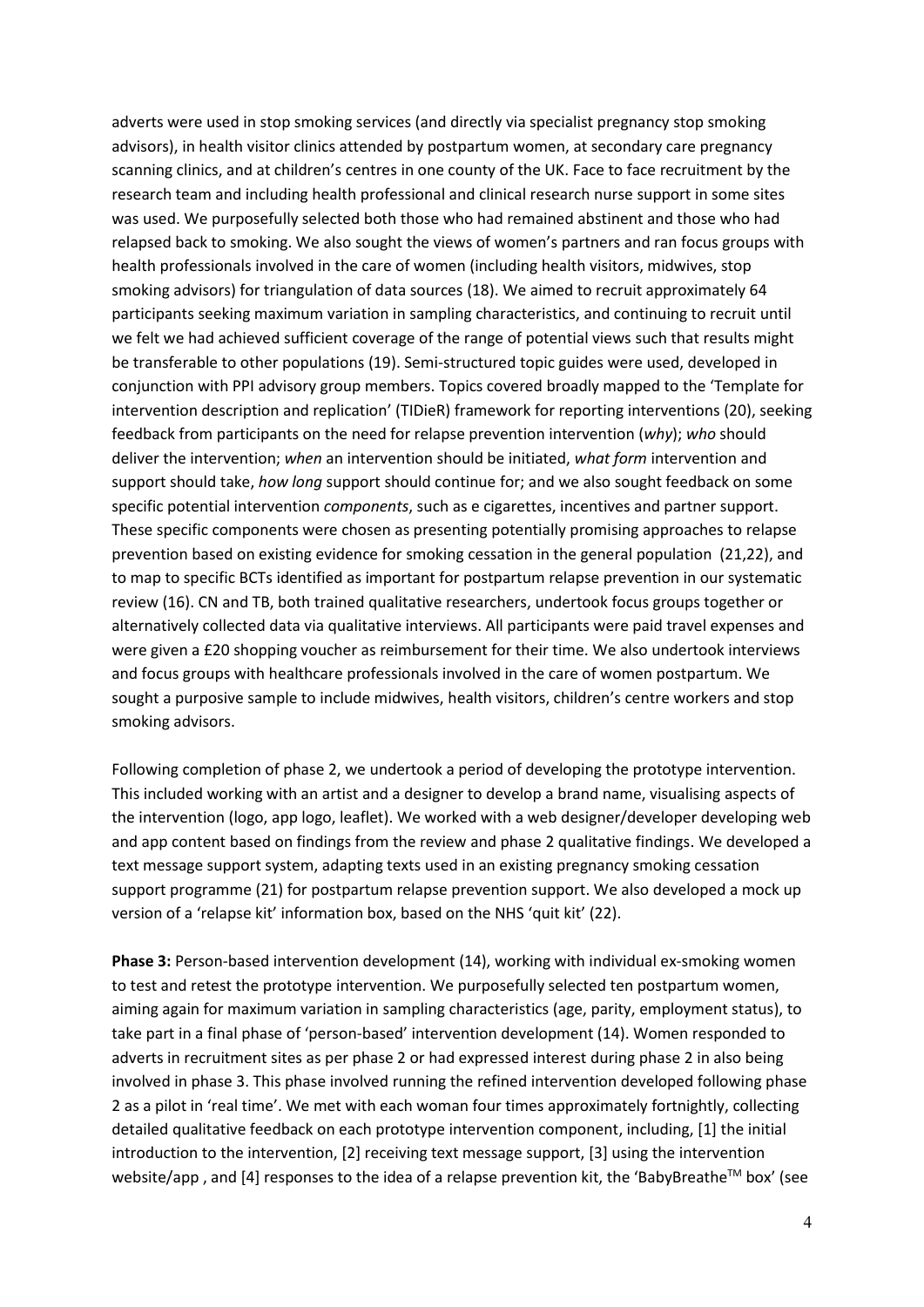adverts were used in stop smoking services (and directly via specialist pregnancy stop smoking advisors), in health visitor clinics attended by postpartum women, at secondary care pregnancy scanning clinics, and at children's centres in one county of the UK. Face to face recruitment by the research team and including health professional and clinical research nurse support in some sites was used. We purposefully selected both those who had remained abstinent and those who had relapsed back to smoking. We also sought the views of women's partners and ran focus groups with health professionals involved in the care of women (including health visitors, midwives, stop smoking advisors) for triangulation of data sources (18). We aimed to recruit approximately 64 participants seeking maximum variation in sampling characteristics, and continuing to recruit until we felt we had achieved sufficient coverage of the range of potential views such that results might be transferable to other populations (19). Semi-structured topic guides were used, developed in conjunction with PPI advisory group members. Topics covered broadly mapped to the 'Template for intervention description and replication' (TIDieR) framework for reporting interventions (20), seeking feedback from participants on the need for relapse prevention intervention (*why*); *who* should deliver the intervention; *when* an intervention should be initiated, *what form* intervention and support should take, *how long* support should continue for; and we also sought feedback on some specific potential intervention *components*, such as e cigarettes, incentives and partner support. These specific components were chosen as presenting potentially promising approaches to relapse prevention based on existing evidence for smoking cessation in the general population (21,22), and to map to specific BCTs identified as important for postpartum relapse prevention in our systematic review (16). CN and TB, both trained qualitative researchers, undertook focus groups together or alternatively collected data via qualitative interviews. All participants were paid travel expenses and were given a £20 shopping voucher as reimbursement for their time. We also undertook interviews and focus groups with healthcare professionals involved in the care of women postpartum. We sought a purposive sample to include midwives, health visitors, children's centre workers and stop smoking advisors.

Following completion of phase 2, we undertook a period of developing the prototype intervention. This included working with an artist and a designer to develop a brand name, visualising aspects of the intervention (logo, app logo, leaflet). We worked with a web designer/developer developing web and app content based on findings from the review and phase 2 qualitative findings. We developed a text message support system, adapting texts used in an existing pregnancy smoking cessation support programme (21) for postpartum relapse prevention support. We also developed a mock up version of a 'relapse kit' information box, based on the NHS 'quit kit' (22).

**Phase 3:** Person-based intervention development (14), working with individual ex-smoking women to test and retest the prototype intervention. We purposefully selected ten postpartum women, aiming again for maximum variation in sampling characteristics (age, parity, employment status), to take part in a final phase of 'person-based' intervention development (14). Women responded to adverts in recruitment sites as per phase 2 or had expressed interest during phase 2 in also being involved in phase 3. This phase involved running the refined intervention developed following phase 2 as a pilot in 'real time'. We met with each woman four times approximately fortnightly, collecting detailed qualitative feedback on each prototype intervention component, including, [1] the initial introduction to the intervention, [2] receiving text message support, [3] using the intervention website/app , and [4] responses to the idea of a relapse prevention kit, the 'BabyBreathe™ box' (see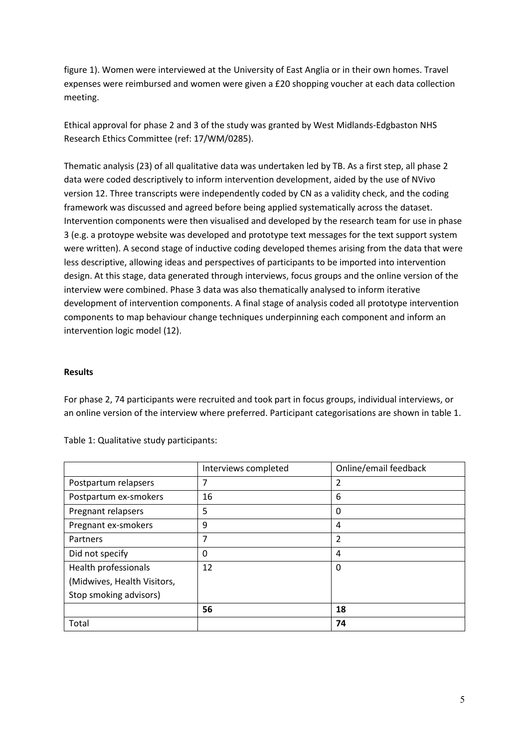figure 1). Women were interviewed at the University of East Anglia or in their own homes. Travel expenses were reimbursed and women were given a £20 shopping voucher at each data collection meeting.

Ethical approval for phase 2 and 3 of the study was granted by West Midlands-Edgbaston NHS Research Ethics Committee (ref: 17/WM/0285).

Thematic analysis (23) of all qualitative data was undertaken led by TB. As a first step, all phase 2 data were coded descriptively to inform intervention development, aided by the use of NVivo version 12. Three transcripts were independently coded by CN as a validity check, and the coding framework was discussed and agreed before being applied systematically across the dataset. Intervention components were then visualised and developed by the research team for use in phase 3 (e.g. a protoype website was developed and prototype text messages for the text support system were written). A second stage of inductive coding developed themes arising from the data that were less descriptive, allowing ideas and perspectives of participants to be imported into intervention design. At this stage, data generated through interviews, focus groups and the online version of the interview were combined. Phase 3 data was also thematically analysed to inform iterative development of intervention components. A final stage of analysis coded all prototype intervention components to map behaviour change techniques underpinning each component and inform an intervention logic model (12).

**Results**

For phase 2, 74 participants were recruited and took part in focus groups, individual interviews, or an online version of the interview where preferred. Participant categorisations are shown in table 1.

Table 1: Qualitative study participants:

| | Interviews completed | Online/email feedback |
|---|---|---|
| Postpartum relapsers | 7 | 2 |
| Postpartum ex-smokers | 16 | 6 |
| Pregnant relapsers | 5 | 0 |
| Pregnant ex-smokers | 9 | 4 |
| Partners | 7 | 2 |
| Did not specify | 0 | 4 |
| Health professionals (Midwives, Health Visitors, Stop smoking advisors) | 12 | 0 |
| | **56** | **18** |
| Total | | **74** |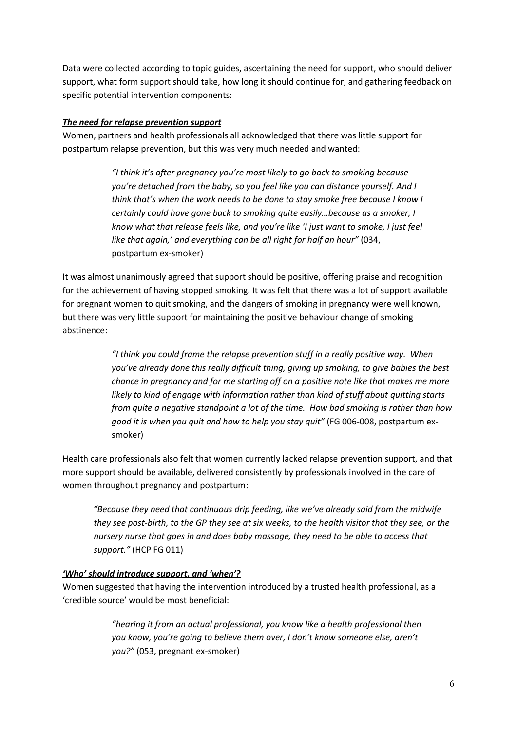Data were collected according to topic guides, ascertaining the need for support, who should deliver support, what form support should take, how long it should continue for, and gathering feedback on specific potential intervention components:

***The need for relapse prevention support***

Women, partners and health professionals all acknowledged that there was little support for postpartum relapse prevention, but this was very much needed and wanted:

> *"I think it's after pregnancy you're most likely to go back to smoking because you're detached from the baby, so you feel like you can distance yourself. And I think that's when the work needs to be done to stay smoke free because I know I certainly could have gone back to smoking quite easily…because as a smoker, I know what that release feels like, and you're like 'I just want to smoke, I just feel like that again,' and everything can be all right for half an hour"* (034, postpartum ex-smoker)

It was almost unanimously agreed that support should be positive, offering praise and recognition for the achievement of having stopped smoking. It was felt that there was a lot of support available for pregnant women to quit smoking, and the dangers of smoking in pregnancy were well known, but there was very little support for maintaining the positive behaviour change of smoking abstinence:

> *"I think you could frame the relapse prevention stuff in a really positive way. When you've already done this really difficult thing, giving up smoking, to give babies the best chance in pregnancy and for me starting off on a positive note like that makes me more likely to kind of engage with information rather than kind of stuff about quitting starts from quite a negative standpoint a lot of the time. How bad smoking is rather than how good it is when you quit and how to help you stay quit"* (FG 006-008, postpartum ex-smoker)

Health care professionals also felt that women currently lacked relapse prevention support, and that more support should be available, delivered consistently by professionals involved in the care of women throughout pregnancy and postpartum:

> *"Because they need that continuous drip feeding, like we've already said from the midwife they see post-birth, to the GP they see at six weeks, to the health visitor that they see, or the nursery nurse that goes in and does baby massage, they need to be able to access that support."* (HCP FG 011)

***'Who' should introduce support, and 'when'?***

Women suggested that having the intervention introduced by a trusted health professional, as a 'credible source' would be most beneficial:

> *"hearing it from an actual professional, you know like a health professional then you know, you're going to believe them over, I don't know someone else, aren't you?"* (053, pregnant ex-smoker)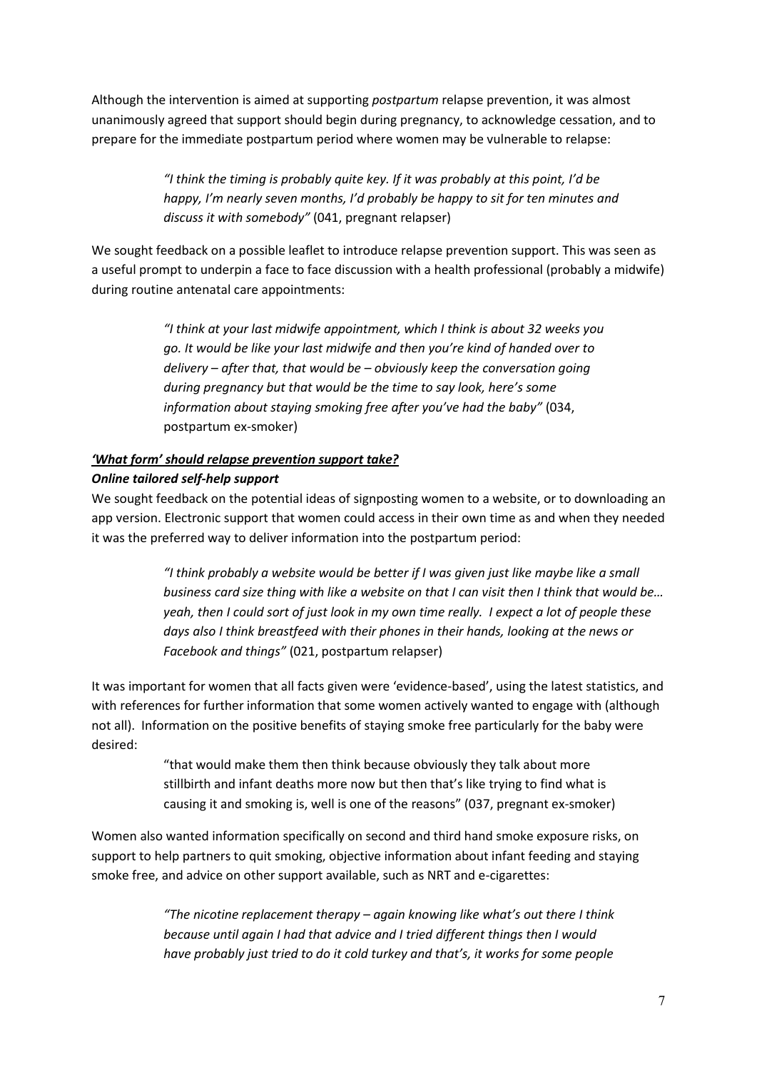Although the intervention is aimed at supporting *postpartum* relapse prevention, it was almost unanimously agreed that support should begin during pregnancy, to acknowledge cessation, and to prepare for the immediate postpartum period where women may be vulnerable to relapse:

> *"I think the timing is probably quite key. If it was probably at this point, I'd be happy, I'm nearly seven months, I'd probably be happy to sit for ten minutes and discuss it with somebody"* (041, pregnant relapser)

We sought feedback on a possible leaflet to introduce relapse prevention support. This was seen as a useful prompt to underpin a face to face discussion with a health professional (probably a midwife) during routine antenatal care appointments:

> *"I think at your last midwife appointment, which I think is about 32 weeks you go. It would be like your last midwife and then you're kind of handed over to delivery – after that, that would be – obviously keep the conversation going during pregnancy but that would be the time to say look, here's some information about staying smoking free after you've had the baby"* (034, postpartum ex-smoker)

***<u>'What form' should relapse prevention support take?</u>***

***Online tailored self-help support***

We sought feedback on the potential ideas of signposting women to a website, or to downloading an app version. Electronic support that women could access in their own time as and when they needed it was the preferred way to deliver information into the postpartum period:

> *"I think probably a website would be better if I was given just like maybe like a small business card size thing with like a website on that I can visit then I think that would be… yeah, then I could sort of just look in my own time really. I expect a lot of people these days also I think breastfeed with their phones in their hands, looking at the news or Facebook and things"* (021, postpartum relapser)

It was important for women that all facts given were 'evidence-based', using the latest statistics, and with references for further information that some women actively wanted to engage with (although not all). Information on the positive benefits of staying smoke free particularly for the baby were desired:

> "that would make them then think because obviously they talk about more stillbirth and infant deaths more now but then that's like trying to find what is causing it and smoking is, well is one of the reasons" (037, pregnant ex-smoker)

Women also wanted information specifically on second and third hand smoke exposure risks, on support to help partners to quit smoking, objective information about infant feeding and staying smoke free, and advice on other support available, such as NRT and e-cigarettes:

> *"The nicotine replacement therapy – again knowing like what's out there I think because until again I had that advice and I tried different things then I would have probably just tried to do it cold turkey and that's, it works for some people*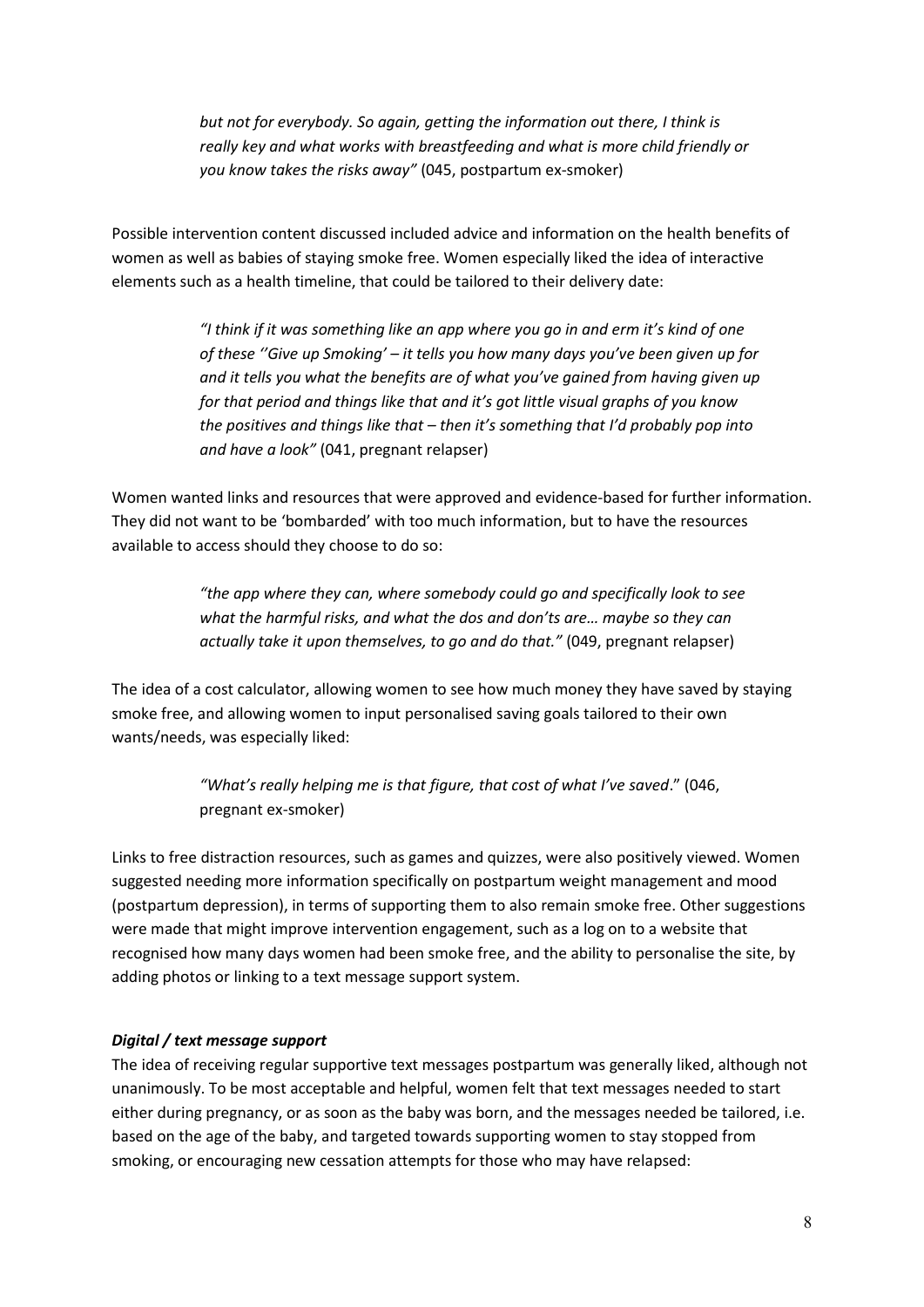> *but not for everybody. So again, getting the information out there, I think is really key and what works with breastfeeding and what is more child friendly or you know takes the risks away"* (045, postpartum ex-smoker)

Possible intervention content discussed included advice and information on the health benefits of women as well as babies of staying smoke free. Women especially liked the idea of interactive elements such as a health timeline, that could be tailored to their delivery date:

> *"I think if it was something like an app where you go in and erm it's kind of one of these ''Give up Smoking' – it tells you how many days you've been given up for and it tells you what the benefits are of what you've gained from having given up for that period and things like that and it's got little visual graphs of you know the positives and things like that – then it's something that I'd probably pop into and have a look"* (041, pregnant relapser)

Women wanted links and resources that were approved and evidence-based for further information. They did not want to be 'bombarded' with too much information, but to have the resources available to access should they choose to do so:

> *"the app where they can, where somebody could go and specifically look to see what the harmful risks, and what the dos and don'ts are… maybe so they can actually take it upon themselves, to go and do that."* (049, pregnant relapser)

The idea of a cost calculator, allowing women to see how much money they have saved by staying smoke free, and allowing women to input personalised saving goals tailored to their own wants/needs, was especially liked:

> *"What's really helping me is that figure, that cost of what I've saved*." (046, pregnant ex-smoker)

Links to free distraction resources, such as games and quizzes, were also positively viewed. Women suggested needing more information specifically on postpartum weight management and mood (postpartum depression), in terms of supporting them to also remain smoke free. Other suggestions were made that might improve intervention engagement, such as a log on to a website that recognised how many days women had been smoke free, and the ability to personalise the site, by adding photos or linking to a text message support system.

#### ***Digital / text message support***

The idea of receiving regular supportive text messages postpartum was generally liked, although not unanimously. To be most acceptable and helpful, women felt that text messages needed to start either during pregnancy, or as soon as the baby was born, and the messages needed be tailored, i.e. based on the age of the baby, and targeted towards supporting women to stay stopped from smoking, or encouraging new cessation attempts for those who may have relapsed: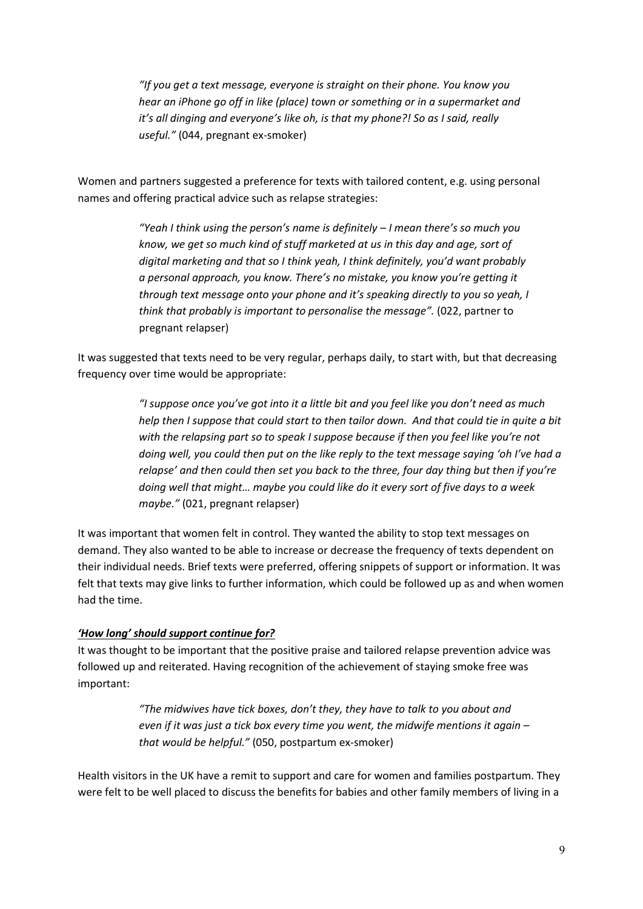> *"If you get a text message, everyone is straight on their phone. You know you hear an iPhone go off in like (place) town or something or in a supermarket and it's all dinging and everyone's like oh, is that my phone?! So as I said, really useful."* (044, pregnant ex-smoker)

Women and partners suggested a preference for texts with tailored content, e.g. using personal names and offering practical advice such as relapse strategies:

> *"Yeah I think using the person's name is definitely – I mean there's so much you know, we get so much kind of stuff marketed at us in this day and age, sort of digital marketing and that so I think yeah, I think definitely, you'd want probably a personal approach, you know. There's no mistake, you know you're getting it through text message onto your phone and it's speaking directly to you so yeah, I think that probably is important to personalise the message".* (022, partner to pregnant relapser)

It was suggested that texts need to be very regular, perhaps daily, to start with, but that decreasing frequency over time would be appropriate:

> *"I suppose once you've got into it a little bit and you feel like you don't need as much help then I suppose that could start to then tailor down. And that could tie in quite a bit with the relapsing part so to speak I suppose because if then you feel like you're not doing well, you could then put on the like reply to the text message saying 'oh I've had a relapse' and then could then set you back to the three, four day thing but then if you're doing well that might… maybe you could like do it every sort of five days to a week maybe."* (021, pregnant relapser)

It was important that women felt in control. They wanted the ability to stop text messages on demand. They also wanted to be able to increase or decrease the frequency of texts dependent on their individual needs. Brief texts were preferred, offering snippets of support or information. It was felt that texts may give links to further information, which could be followed up as and when women had the time.

### ***'How long' should support continue for?***

It was thought to be important that the positive praise and tailored relapse prevention advice was followed up and reiterated. Having recognition of the achievement of staying smoke free was important:

> *"The midwives have tick boxes, don't they, they have to talk to you about and even if it was just a tick box every time you went, the midwife mentions it again – that would be helpful."* (050, postpartum ex-smoker)

Health visitors in the UK have a remit to support and care for women and families postpartum. They were felt to be well placed to discuss the benefits for babies and other family members of living in a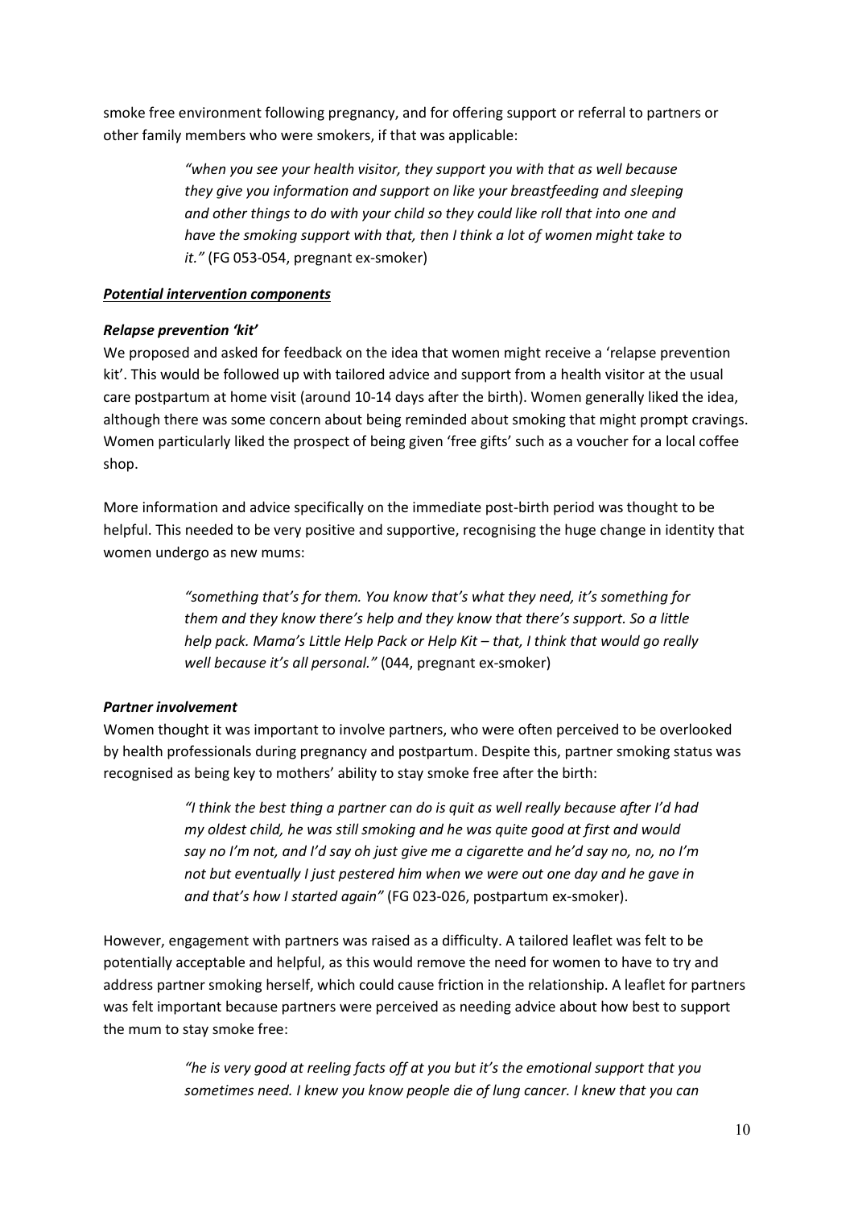smoke free environment following pregnancy, and for offering support or referral to partners or other family members who were smokers, if that was applicable:

> *"when you see your health visitor, they support you with that as well because they give you information and support on like your breastfeeding and sleeping and other things to do with your child so they could like roll that into one and have the smoking support with that, then I think a lot of women might take to it."* (FG 053-054, pregnant ex-smoker)

***Potential intervention components***

***Relapse prevention 'kit'***

We proposed and asked for feedback on the idea that women might receive a 'relapse prevention kit'. This would be followed up with tailored advice and support from a health visitor at the usual care postpartum at home visit (around 10-14 days after the birth). Women generally liked the idea, although there was some concern about being reminded about smoking that might prompt cravings. Women particularly liked the prospect of being given 'free gifts' such as a voucher for a local coffee shop.

More information and advice specifically on the immediate post-birth period was thought to be helpful. This needed to be very positive and supportive, recognising the huge change in identity that women undergo as new mums:

> *"something that's for them. You know that's what they need, it's something for them and they know there's help and they know that there's support. So a little help pack. Mama's Little Help Pack or Help Kit – that, I think that would go really well because it's all personal."* (044, pregnant ex-smoker)

***Partner involvement***

Women thought it was important to involve partners, who were often perceived to be overlooked by health professionals during pregnancy and postpartum. Despite this, partner smoking status was recognised as being key to mothers' ability to stay smoke free after the birth:

> *"I think the best thing a partner can do is quit as well really because after I'd had my oldest child, he was still smoking and he was quite good at first and would say no I'm not, and I'd say oh just give me a cigarette and he'd say no, no, no I'm not but eventually I just pestered him when we were out one day and he gave in and that's how I started again"* (FG 023-026, postpartum ex-smoker).

However, engagement with partners was raised as a difficulty. A tailored leaflet was felt to be potentially acceptable and helpful, as this would remove the need for women to have to try and address partner smoking herself, which could cause friction in the relationship. A leaflet for partners was felt important because partners were perceived as needing advice about how best to support the mum to stay smoke free:

> *"he is very good at reeling facts off at you but it's the emotional support that you sometimes need. I knew you know people die of lung cancer. I knew that you can*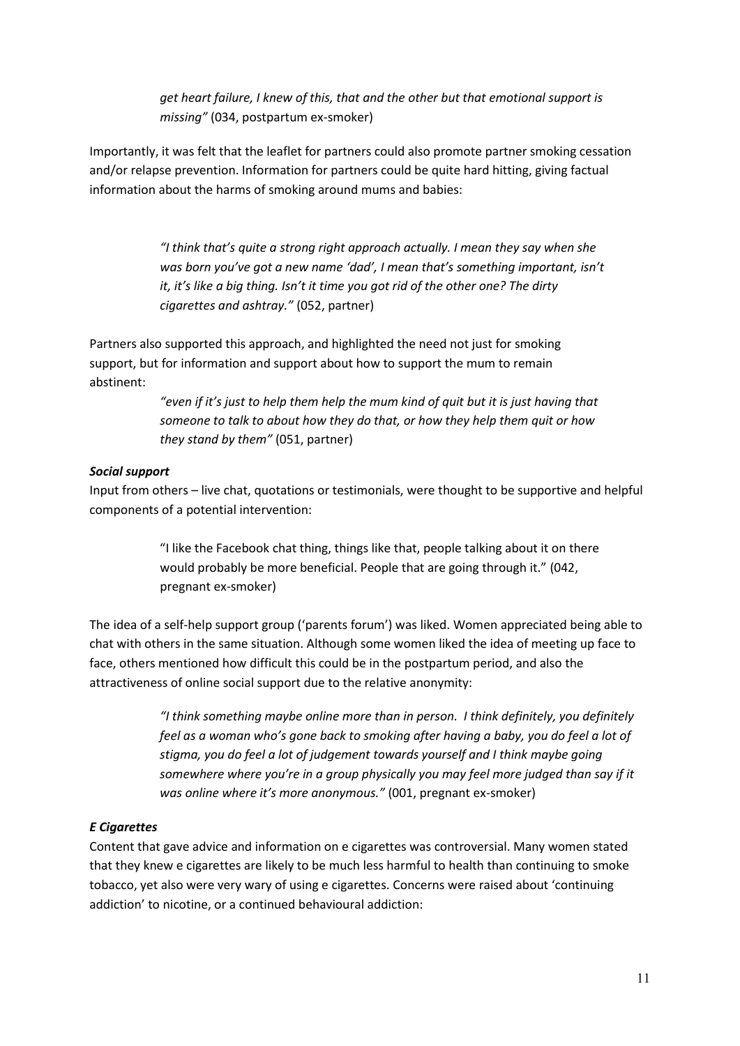> *get heart failure, I knew of this, that and the other but that emotional support is missing"* (034, postpartum ex-smoker)

Importantly, it was felt that the leaflet for partners could also promote partner smoking cessation and/or relapse prevention. Information for partners could be quite hard hitting, giving factual information about the harms of smoking around mums and babies:

> *"I think that's quite a strong right approach actually. I mean they say when she was born you've got a new name 'dad', I mean that's something important, isn't it, it's like a big thing. Isn't it time you got rid of the other one? The dirty cigarettes and ashtray."* (052, partner)

Partners also supported this approach, and highlighted the need not just for smoking support, but for information and support about how to support the mum to remain abstinent:

> *"even if it's just to help them help the mum kind of quit but it is just having that someone to talk to about how they do that, or how they help them quit or how they stand by them"* (051, partner)

***Social support***

Input from others – live chat, quotations or testimonials, were thought to be supportive and helpful components of a potential intervention:

> "I like the Facebook chat thing, things like that, people talking about it on there would probably be more beneficial. People that are going through it." (042, pregnant ex-smoker)

The idea of a self-help support group ('parents forum') was liked. Women appreciated being able to chat with others in the same situation. Although some women liked the idea of meeting up face to face, others mentioned how difficult this could be in the postpartum period, and also the attractiveness of online social support due to the relative anonymity:

> *"I think something maybe online more than in person. I think definitely, you definitely feel as a woman who's gone back to smoking after having a baby, you do feel a lot of stigma, you do feel a lot of judgement towards yourself and I think maybe going somewhere where you're in a group physically you may feel more judged than say if it was online where it's more anonymous."* (001, pregnant ex-smoker)

***E Cigarettes***

Content that gave advice and information on e cigarettes was controversial. Many women stated that they knew e cigarettes are likely to be much less harmful to health than continuing to smoke tobacco, yet also were very wary of using e cigarettes. Concerns were raised about 'continuing addiction' to nicotine, or a continued behavioural addiction: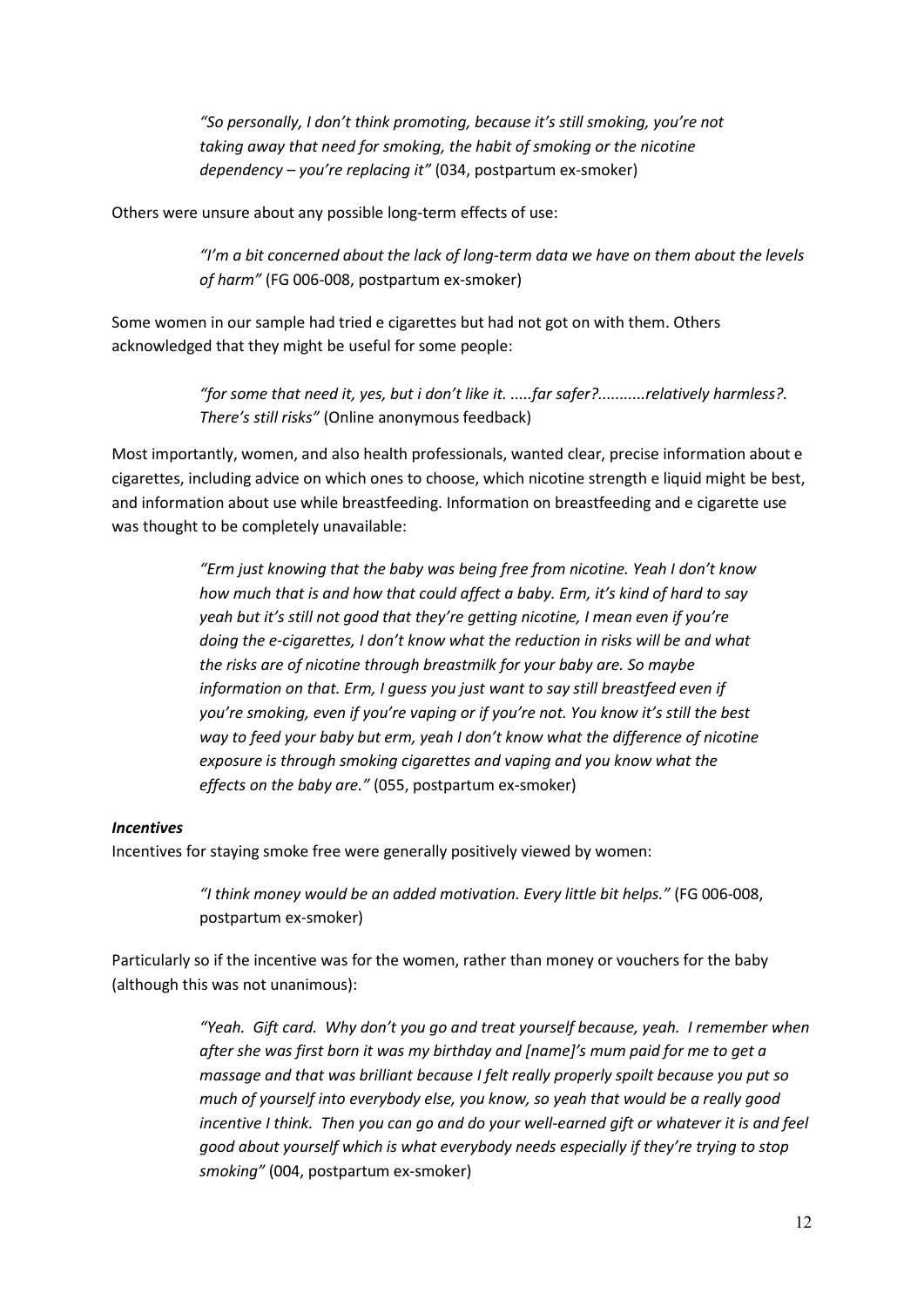> *"So personally, I don't think promoting, because it's still smoking, you're not taking away that need for smoking, the habit of smoking or the nicotine dependency – you're replacing it"* (034, postpartum ex-smoker)

Others were unsure about any possible long-term effects of use:

> *"I'm a bit concerned about the lack of long-term data we have on them about the levels of harm"* (FG 006-008, postpartum ex-smoker)

Some women in our sample had tried e cigarettes but had not got on with them. Others acknowledged that they might be useful for some people:

> *"for some that need it, yes, but i don't like it. .....far safer?...........relatively harmless?. There's still risks"* (Online anonymous feedback)

Most importantly, women, and also health professionals, wanted clear, precise information about e cigarettes, including advice on which ones to choose, which nicotine strength e liquid might be best, and information about use while breastfeeding. Information on breastfeeding and e cigarette use was thought to be completely unavailable:

> *"Erm just knowing that the baby was being free from nicotine. Yeah I don't know how much that is and how that could affect a baby. Erm, it's kind of hard to say yeah but it's still not good that they're getting nicotine, I mean even if you're doing the e-cigarettes, I don't know what the reduction in risks will be and what the risks are of nicotine through breastmilk for your baby are. So maybe information on that. Erm, I guess you just want to say still breastfeed even if you're smoking, even if you're vaping or if you're not. You know it's still the best way to feed your baby but erm, yeah I don't know what the difference of nicotine exposure is through smoking cigarettes and vaping and you know what the effects on the baby are."* (055, postpartum ex-smoker)

***Incentives***

Incentives for staying smoke free were generally positively viewed by women:

> *"I think money would be an added motivation. Every little bit helps."* (FG 006-008, postpartum ex-smoker)

Particularly so if the incentive was for the women, rather than money or vouchers for the baby (although this was not unanimous):

> *"Yeah. Gift card. Why don't you go and treat yourself because, yeah. I remember when after she was first born it was my birthday and [name]'s mum paid for me to get a massage and that was brilliant because I felt really properly spoilt because you put so much of yourself into everybody else, you know, so yeah that would be a really good incentive I think. Then you can go and do your well-earned gift or whatever it is and feel good about yourself which is what everybody needs especially if they're trying to stop smoking"* (004, postpartum ex-smoker)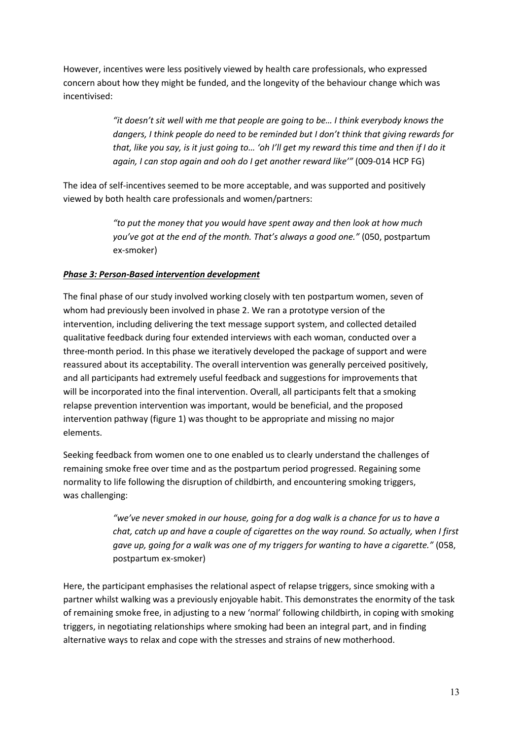However, incentives were less positively viewed by health care professionals, who expressed concern about how they might be funded, and the longevity of the behaviour change which was incentivised:

> *"it doesn't sit well with me that people are going to be… I think everybody knows the dangers, I think people do need to be reminded but I don't think that giving rewards for that, like you say, is it just going to… 'oh I'll get my reward this time and then if I do it again, I can stop again and ooh do I get another reward like'"* (009-014 HCP FG)

The idea of self-incentives seemed to be more acceptable, and was supported and positively viewed by both health care professionals and women/partners:

> *"to put the money that you would have spent away and then look at how much you've got at the end of the month. That's always a good one."* (050, postpartum ex-smoker)

***Phase 3: Person-Based intervention development***

The final phase of our study involved working closely with ten postpartum women, seven of whom had previously been involved in phase 2. We ran a prototype version of the intervention, including delivering the text message support system, and collected detailed qualitative feedback during four extended interviews with each woman, conducted over a three-month period. In this phase we iteratively developed the package of support and were reassured about its acceptability. The overall intervention was generally perceived positively, and all participants had extremely useful feedback and suggestions for improvements that will be incorporated into the final intervention. Overall, all participants felt that a smoking relapse prevention intervention was important, would be beneficial, and the proposed intervention pathway (figure 1) was thought to be appropriate and missing no major elements.

Seeking feedback from women one to one enabled us to clearly understand the challenges of remaining smoke free over time and as the postpartum period progressed. Regaining some normality to life following the disruption of childbirth, and encountering smoking triggers, was challenging:

> *"we've never smoked in our house, going for a dog walk is a chance for us to have a chat, catch up and have a couple of cigarettes on the way round. So actually, when I first gave up, going for a walk was one of my triggers for wanting to have a cigarette."* (058, postpartum ex-smoker)

Here, the participant emphasises the relational aspect of relapse triggers, since smoking with a partner whilst walking was a previously enjoyable habit. This demonstrates the enormity of the task of remaining smoke free, in adjusting to a new 'normal' following childbirth, in coping with smoking triggers, in negotiating relationships where smoking had been an integral part, and in finding alternative ways to relax and cope with the stresses and strains of new motherhood.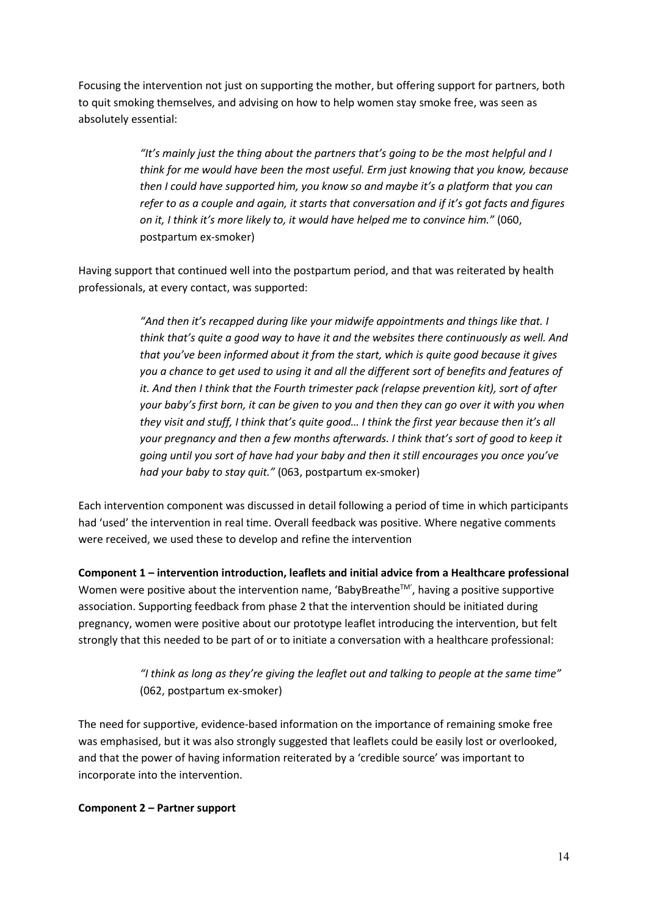Focusing the intervention not just on supporting the mother, but offering support for partners, both to quit smoking themselves, and advising on how to help women stay smoke free, was seen as absolutely essential:

> *"It's mainly just the thing about the partners that's going to be the most helpful and I think for me would have been the most useful. Erm just knowing that you know, because then I could have supported him, you know so and maybe it's a platform that you can refer to as a couple and again, it starts that conversation and if it's got facts and figures on it, I think it's more likely to, it would have helped me to convince him."* (060, postpartum ex-smoker)

Having support that continued well into the postpartum period, and that was reiterated by health professionals, at every contact, was supported:

> *"And then it's recapped during like your midwife appointments and things like that. I think that's quite a good way to have it and the websites there continuously as well. And that you've been informed about it from the start, which is quite good because it gives you a chance to get used to using it and all the different sort of benefits and features of it. And then I think that the Fourth trimester pack (relapse prevention kit), sort of after your baby's first born, it can be given to you and then they can go over it with you when they visit and stuff, I think that's quite good… I think the first year because then it's all your pregnancy and then a few months afterwards. I think that's sort of good to keep it going until you sort of have had your baby and then it still encourages you once you've had your baby to stay quit."* (063, postpartum ex-smoker)

Each intervention component was discussed in detail following a period of time in which participants had 'used' the intervention in real time. Overall feedback was positive. Where negative comments were received, we used these to develop and refine the intervention

**Component 1 – intervention introduction, leaflets and initial advice from a Healthcare professional**

Women were positive about the intervention name, 'BabyBreathe™', having a positive supportive association. Supporting feedback from phase 2 that the intervention should be initiated during pregnancy, women were positive about our prototype leaflet introducing the intervention, but felt strongly that this needed to be part of or to initiate a conversation with a healthcare professional:

> *"I think as long as they're giving the leaflet out and talking to people at the same time"* (062, postpartum ex-smoker)

The need for supportive, evidence-based information on the importance of remaining smoke free was emphasised, but it was also strongly suggested that leaflets could be easily lost or overlooked, and that the power of having information reiterated by a 'credible source' was important to incorporate into the intervention.

**Component 2 – Partner support**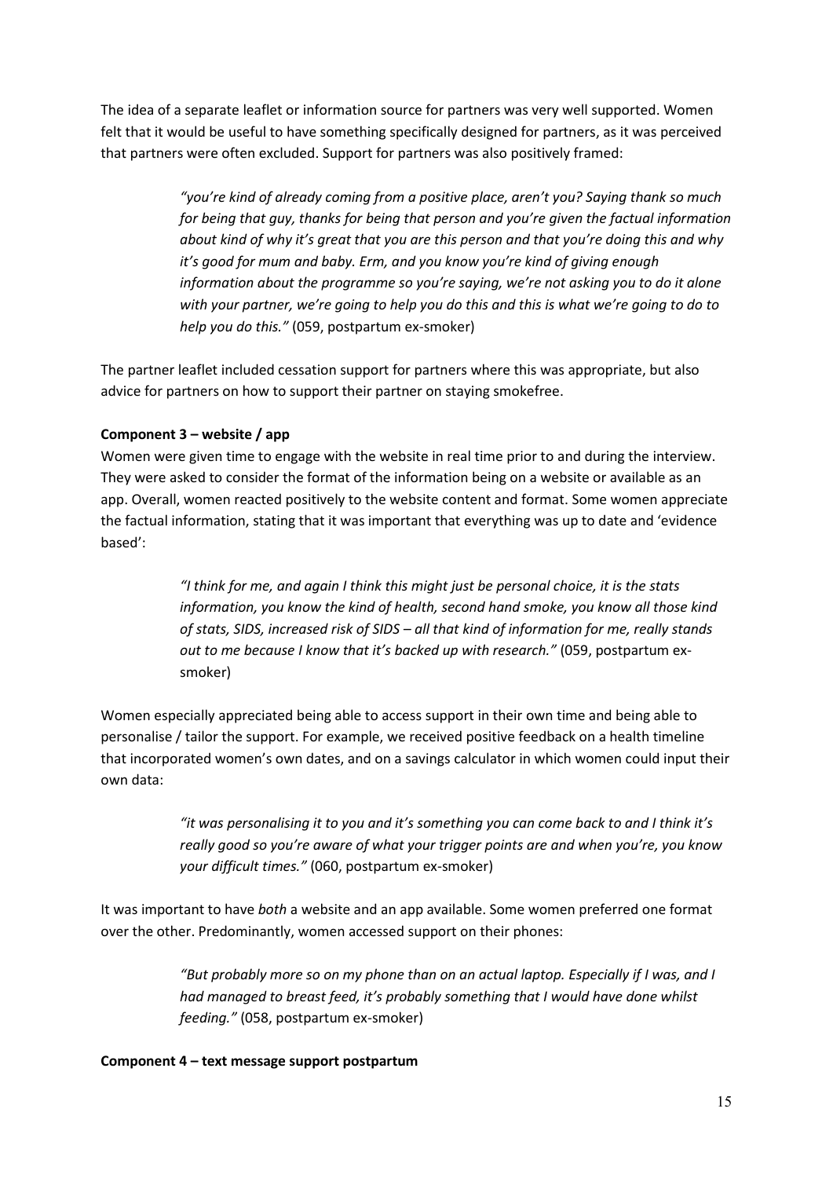The idea of a separate leaflet or information source for partners was very well supported. Women felt that it would be useful to have something specifically designed for partners, as it was perceived that partners were often excluded. Support for partners was also positively framed:

> *"you're kind of already coming from a positive place, aren't you? Saying thank so much for being that guy, thanks for being that person and you're given the factual information about kind of why it's great that you are this person and that you're doing this and why it's good for mum and baby. Erm, and you know you're kind of giving enough information about the programme so you're saying, we're not asking you to do it alone with your partner, we're going to help you do this and this is what we're going to do to help you do this."* (059, postpartum ex-smoker)

The partner leaflet included cessation support for partners where this was appropriate, but also advice for partners on how to support their partner on staying smokefree.

**Component 3 – website / app**

Women were given time to engage with the website in real time prior to and during the interview. They were asked to consider the format of the information being on a website or available as an app. Overall, women reacted positively to the website content and format. Some women appreciate the factual information, stating that it was important that everything was up to date and 'evidence based':

> *"I think for me, and again I think this might just be personal choice, it is the stats information, you know the kind of health, second hand smoke, you know all those kind of stats, SIDS, increased risk of SIDS – all that kind of information for me, really stands out to me because I know that it's backed up with research."* (059, postpartum ex-smoker)

Women especially appreciated being able to access support in their own time and being able to personalise / tailor the support. For example, we received positive feedback on a health timeline that incorporated women's own dates, and on a savings calculator in which women could input their own data:

> *"it was personalising it to you and it's something you can come back to and I think it's really good so you're aware of what your trigger points are and when you're, you know your difficult times."* (060, postpartum ex-smoker)

It was important to have *both* a website and an app available. Some women preferred one format over the other. Predominantly, women accessed support on their phones:

> *"But probably more so on my phone than on an actual laptop. Especially if I was, and I had managed to breast feed, it's probably something that I would have done whilst feeding."* (058, postpartum ex-smoker)

**Component 4 – text message support postpartum**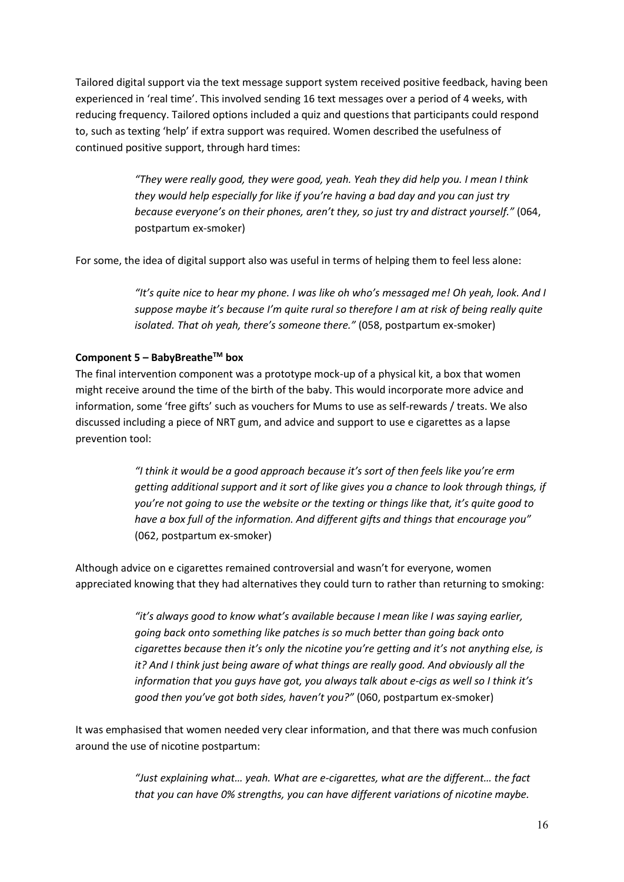Tailored digital support via the text message support system received positive feedback, having been experienced in 'real time'. This involved sending 16 text messages over a period of 4 weeks, with reducing frequency. Tailored options included a quiz and questions that participants could respond to, such as texting 'help' if extra support was required. Women described the usefulness of continued positive support, through hard times:

> *"They were really good, they were good, yeah. Yeah they did help you. I mean I think they would help especially for like if you're having a bad day and you can just try because everyone's on their phones, aren't they, so just try and distract yourself."* (064, postpartum ex-smoker)

For some, the idea of digital support also was useful in terms of helping them to feel less alone:

> *"It's quite nice to hear my phone. I was like oh who's messaged me! Oh yeah, look. And I suppose maybe it's because I'm quite rural so therefore I am at risk of being really quite isolated. That oh yeah, there's someone there."* (058, postpartum ex-smoker)

**Component 5 – BabyBreathe™ box**

The final intervention component was a prototype mock-up of a physical kit, a box that women might receive around the time of the birth of the baby. This would incorporate more advice and information, some 'free gifts' such as vouchers for Mums to use as self-rewards / treats. We also discussed including a piece of NRT gum, and advice and support to use e cigarettes as a lapse prevention tool:

> *"I think it would be a good approach because it's sort of then feels like you're erm getting additional support and it sort of like gives you a chance to look through things, if you're not going to use the website or the texting or things like that, it's quite good to have a box full of the information. And different gifts and things that encourage you"* (062, postpartum ex-smoker)

Although advice on e cigarettes remained controversial and wasn't for everyone, women appreciated knowing that they had alternatives they could turn to rather than returning to smoking:

> *"it's always good to know what's available because I mean like I was saying earlier, going back onto something like patches is so much better than going back onto cigarettes because then it's only the nicotine you're getting and it's not anything else, is it? And I think just being aware of what things are really good. And obviously all the information that you guys have got, you always talk about e-cigs as well so I think it's good then you've got both sides, haven't you?"* (060, postpartum ex-smoker)

It was emphasised that women needed very clear information, and that there was much confusion around the use of nicotine postpartum:

> *"Just explaining what… yeah. What are e-cigarettes, what are the different… the fact that you can have 0% strengths, you can have different variations of nicotine maybe.*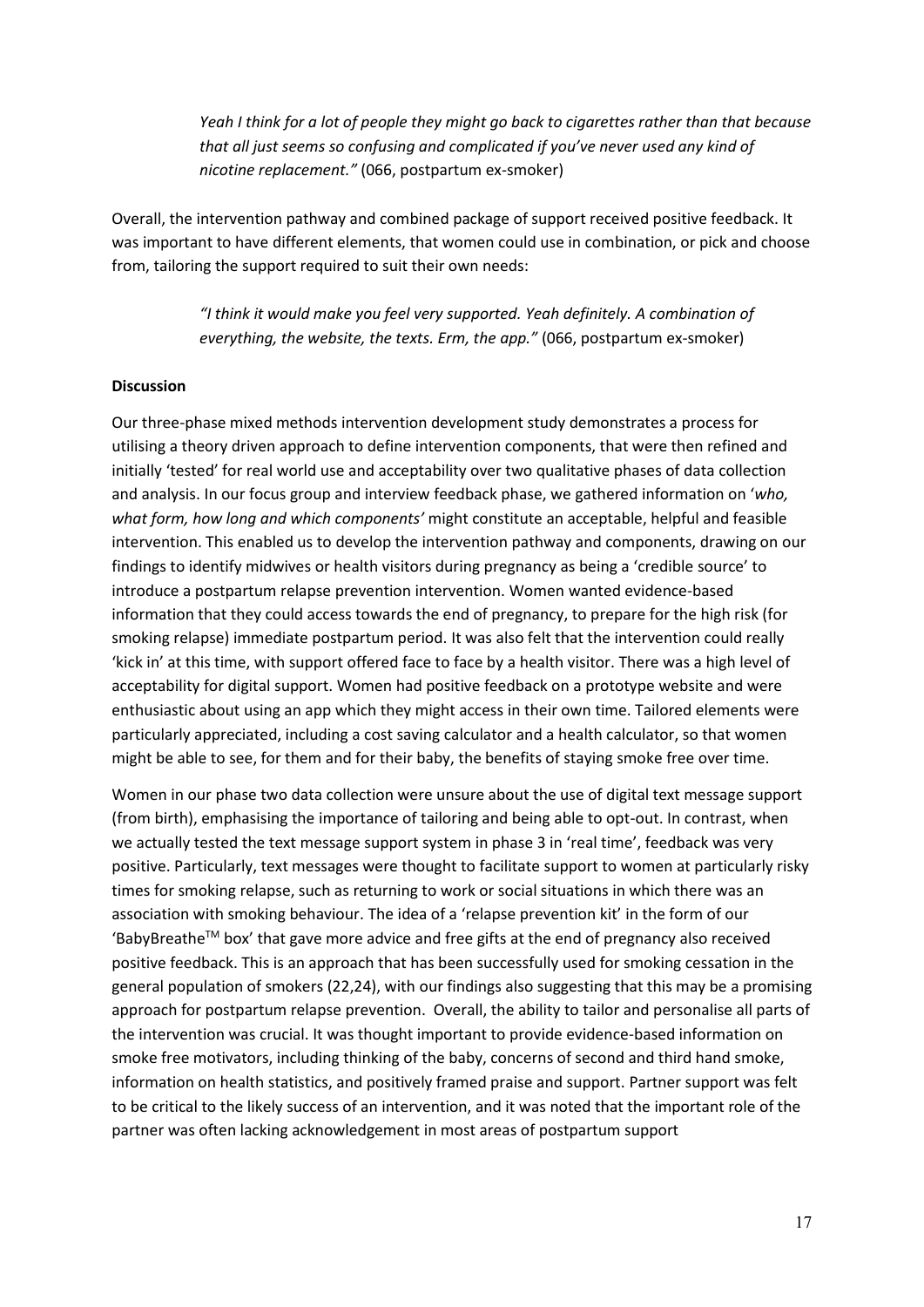*Yeah I think for a lot of people they might go back to cigarettes rather than that because that all just seems so confusing and complicated if you've never used any kind of nicotine replacement."* (066, postpartum ex-smoker)

Overall, the intervention pathway and combined package of support received positive feedback. It was important to have different elements, that women could use in combination, or pick and choose from, tailoring the support required to suit their own needs:

*"I think it would make you feel very supported. Yeah definitely. A combination of everything, the website, the texts. Erm, the app."* (066, postpartum ex-smoker)

**Discussion**

Our three-phase mixed methods intervention development study demonstrates a process for utilising a theory driven approach to define intervention components, that were then refined and initially 'tested' for real world use and acceptability over two qualitative phases of data collection and analysis. In our focus group and interview feedback phase, we gathered information on '*who, what form, how long and which components'* might constitute an acceptable, helpful and feasible intervention. This enabled us to develop the intervention pathway and components, drawing on our findings to identify midwives or health visitors during pregnancy as being a 'credible source' to introduce a postpartum relapse prevention intervention. Women wanted evidence-based information that they could access towards the end of pregnancy, to prepare for the high risk (for smoking relapse) immediate postpartum period. It was also felt that the intervention could really 'kick in' at this time, with support offered face to face by a health visitor. There was a high level of acceptability for digital support. Women had positive feedback on a prototype website and were enthusiastic about using an app which they might access in their own time. Tailored elements were particularly appreciated, including a cost saving calculator and a health calculator, so that women might be able to see, for them and for their baby, the benefits of staying smoke free over time.

Women in our phase two data collection were unsure about the use of digital text message support (from birth), emphasising the importance of tailoring and being able to opt-out. In contrast, when we actually tested the text message support system in phase 3 in 'real time', feedback was very positive. Particularly, text messages were thought to facilitate support to women at particularly risky times for smoking relapse, such as returning to work or social situations in which there was an association with smoking behaviour. The idea of a 'relapse prevention kit' in the form of our 'BabyBreathe™ box' that gave more advice and free gifts at the end of pregnancy also received positive feedback. This is an approach that has been successfully used for smoking cessation in the general population of smokers (22,24), with our findings also suggesting that this may be a promising approach for postpartum relapse prevention. Overall, the ability to tailor and personalise all parts of the intervention was crucial. It was thought important to provide evidence-based information on smoke free motivators, including thinking of the baby, concerns of second and third hand smoke, information on health statistics, and positively framed praise and support. Partner support was felt to be critical to the likely success of an intervention, and it was noted that the important role of the partner was often lacking acknowledgement in most areas of postpartum support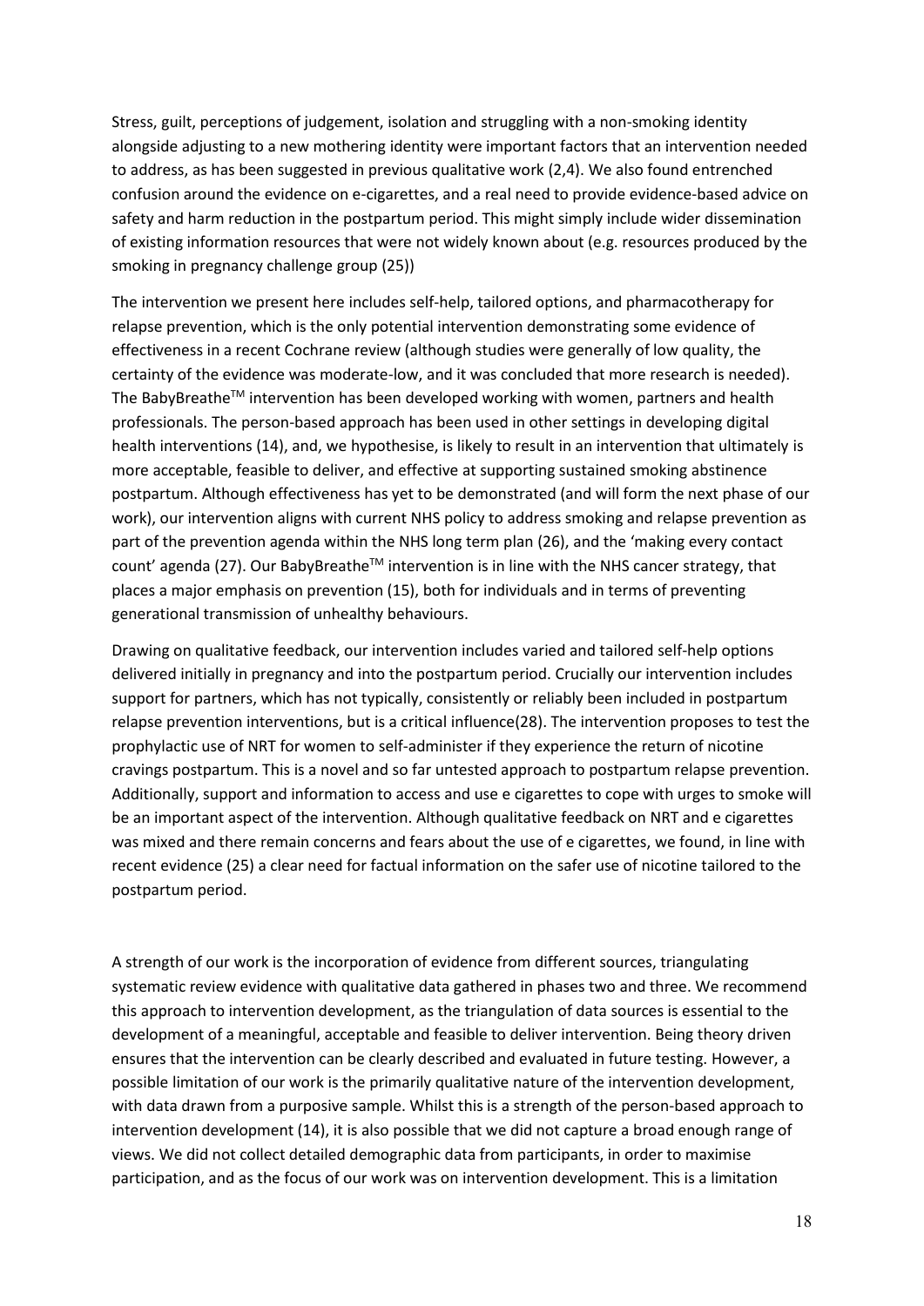Stress, guilt, perceptions of judgement, isolation and struggling with a non-smoking identity alongside adjusting to a new mothering identity were important factors that an intervention needed to address, as has been suggested in previous qualitative work (2,4). We also found entrenched confusion around the evidence on e-cigarettes, and a real need to provide evidence-based advice on safety and harm reduction in the postpartum period. This might simply include wider dissemination of existing information resources that were not widely known about (e.g. resources produced by the smoking in pregnancy challenge group (25))

The intervention we present here includes self-help, tailored options, and pharmacotherapy for relapse prevention, which is the only potential intervention demonstrating some evidence of effectiveness in a recent Cochrane review (although studies were generally of low quality, the certainty of the evidence was moderate-low, and it was concluded that more research is needed). The BabyBreathe™ intervention has been developed working with women, partners and health professionals. The person-based approach has been used in other settings in developing digital health interventions (14), and, we hypothesise, is likely to result in an intervention that ultimately is more acceptable, feasible to deliver, and effective at supporting sustained smoking abstinence postpartum. Although effectiveness has yet to be demonstrated (and will form the next phase of our work), our intervention aligns with current NHS policy to address smoking and relapse prevention as part of the prevention agenda within the NHS long term plan (26), and the 'making every contact count' agenda (27). Our BabyBreathe™ intervention is in line with the NHS cancer strategy, that places a major emphasis on prevention (15), both for individuals and in terms of preventing generational transmission of unhealthy behaviours.

Drawing on qualitative feedback, our intervention includes varied and tailored self-help options delivered initially in pregnancy and into the postpartum period. Crucially our intervention includes support for partners, which has not typically, consistently or reliably been included in postpartum relapse prevention interventions, but is a critical influence(28). The intervention proposes to test the prophylactic use of NRT for women to self-administer if they experience the return of nicotine cravings postpartum. This is a novel and so far untested approach to postpartum relapse prevention. Additionally, support and information to access and use e cigarettes to cope with urges to smoke will be an important aspect of the intervention. Although qualitative feedback on NRT and e cigarettes was mixed and there remain concerns and fears about the use of e cigarettes, we found, in line with recent evidence (25) a clear need for factual information on the safer use of nicotine tailored to the postpartum period.

A strength of our work is the incorporation of evidence from different sources, triangulating systematic review evidence with qualitative data gathered in phases two and three. We recommend this approach to intervention development, as the triangulation of data sources is essential to the development of a meaningful, acceptable and feasible to deliver intervention. Being theory driven ensures that the intervention can be clearly described and evaluated in future testing. However, a possible limitation of our work is the primarily qualitative nature of the intervention development, with data drawn from a purposive sample. Whilst this is a strength of the person-based approach to intervention development (14), it is also possible that we did not capture a broad enough range of views. We did not collect detailed demographic data from participants, in order to maximise participation, and as the focus of our work was on intervention development. This is a limitation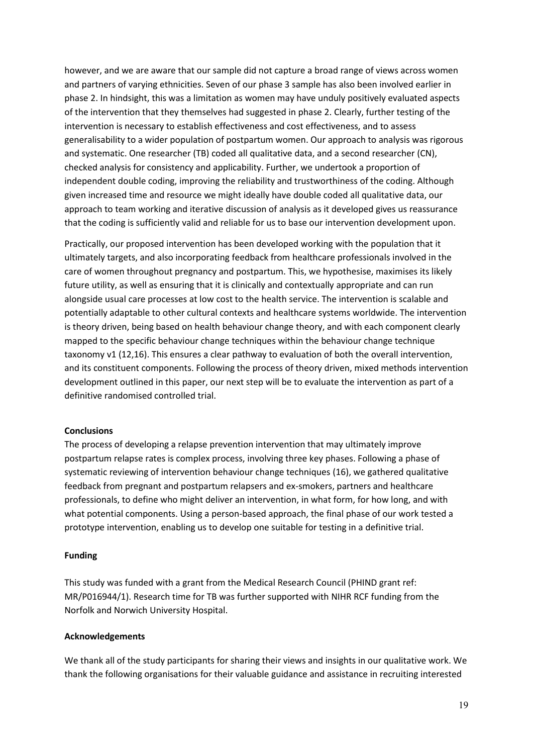however, and we are aware that our sample did not capture a broad range of views across women and partners of varying ethnicities. Seven of our phase 3 sample has also been involved earlier in phase 2. In hindsight, this was a limitation as women may have unduly positively evaluated aspects of the intervention that they themselves had suggested in phase 2. Clearly, further testing of the intervention is necessary to establish effectiveness and cost effectiveness, and to assess generalisability to a wider population of postpartum women. Our approach to analysis was rigorous and systematic. One researcher (TB) coded all qualitative data, and a second researcher (CN), checked analysis for consistency and applicability. Further, we undertook a proportion of independent double coding, improving the reliability and trustworthiness of the coding. Although given increased time and resource we might ideally have double coded all qualitative data, our approach to team working and iterative discussion of analysis as it developed gives us reassurance that the coding is sufficiently valid and reliable for us to base our intervention development upon.

Practically, our proposed intervention has been developed working with the population that it ultimately targets, and also incorporating feedback from healthcare professionals involved in the care of women throughout pregnancy and postpartum. This, we hypothesise, maximises its likely future utility, as well as ensuring that it is clinically and contextually appropriate and can run alongside usual care processes at low cost to the health service. The intervention is scalable and potentially adaptable to other cultural contexts and healthcare systems worldwide. The intervention is theory driven, being based on health behaviour change theory, and with each component clearly mapped to the specific behaviour change techniques within the behaviour change technique taxonomy v1 (12,16). This ensures a clear pathway to evaluation of both the overall intervention, and its constituent components. Following the process of theory driven, mixed methods intervention development outlined in this paper, our next step will be to evaluate the intervention as part of a definitive randomised controlled trial.

## Conclusions

The process of developing a relapse prevention intervention that may ultimately improve postpartum relapse rates is complex process, involving three key phases. Following a phase of systematic reviewing of intervention behaviour change techniques (16), we gathered qualitative feedback from pregnant and postpartum relapsers and ex-smokers, partners and healthcare professionals, to define who might deliver an intervention, in what form, for how long, and with what potential components. Using a person-based approach, the final phase of our work tested a prototype intervention, enabling us to develop one suitable for testing in a definitive trial.

## Funding

This study was funded with a grant from the Medical Research Council (PHIND grant ref: MR/P016944/1). Research time for TB was further supported with NIHR RCF funding from the Norfolk and Norwich University Hospital.

## Acknowledgements

We thank all of the study participants for sharing their views and insights in our qualitative work. We thank the following organisations for their valuable guidance and assistance in recruiting interested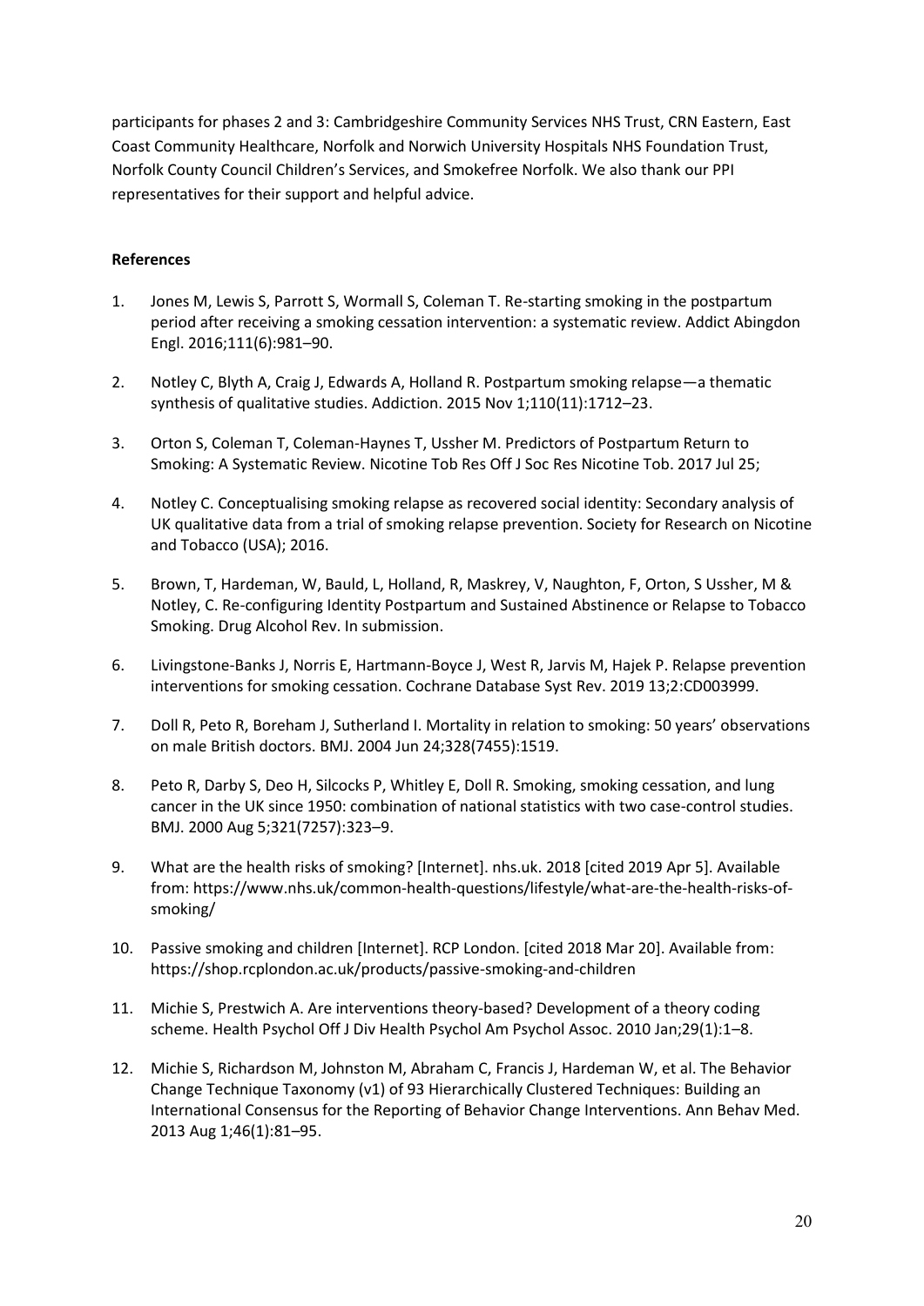participants for phases 2 and 3: Cambridgeshire Community Services NHS Trust, CRN Eastern, East Coast Community Healthcare, Norfolk and Norwich University Hospitals NHS Foundation Trust, Norfolk County Council Children's Services, and Smokefree Norfolk. We also thank our PPI representatives for their support and helpful advice.

**References**

1. Jones M, Lewis S, Parrott S, Wormall S, Coleman T. Re-starting smoking in the postpartum period after receiving a smoking cessation intervention: a systematic review. Addict Abingdon Engl. 2016;111(6):981–90.

2. Notley C, Blyth A, Craig J, Edwards A, Holland R. Postpartum smoking relapse—a thematic synthesis of qualitative studies. Addiction. 2015 Nov 1;110(11):1712–23.

3. Orton S, Coleman T, Coleman-Haynes T, Ussher M. Predictors of Postpartum Return to Smoking: A Systematic Review. Nicotine Tob Res Off J Soc Res Nicotine Tob. 2017 Jul 25;

4. Notley C. Conceptualising smoking relapse as recovered social identity: Secondary analysis of UK qualitative data from a trial of smoking relapse prevention. Society for Research on Nicotine and Tobacco (USA); 2016.

5. Brown, T, Hardeman, W, Bauld, L, Holland, R, Maskrey, V, Naughton, F, Orton, S Ussher, M & Notley, C. Re-configuring Identity Postpartum and Sustained Abstinence or Relapse to Tobacco Smoking. Drug Alcohol Rev. In submission.

6. Livingstone-Banks J, Norris E, Hartmann-Boyce J, West R, Jarvis M, Hajek P. Relapse prevention interventions for smoking cessation. Cochrane Database Syst Rev. 2019 13;2:CD003999.

7. Doll R, Peto R, Boreham J, Sutherland I. Mortality in relation to smoking: 50 years' observations on male British doctors. BMJ. 2004 Jun 24;328(7455):1519.

8. Peto R, Darby S, Deo H, Silcocks P, Whitley E, Doll R. Smoking, smoking cessation, and lung cancer in the UK since 1950: combination of national statistics with two case-control studies. BMJ. 2000 Aug 5;321(7257):323–9.

9. What are the health risks of smoking? [Internet]. nhs.uk. 2018 [cited 2019 Apr 5]. Available from: https://www.nhs.uk/common-health-questions/lifestyle/what-are-the-health-risks-of-smoking/

10. Passive smoking and children [Internet]. RCP London. [cited 2018 Mar 20]. Available from: https://shop.rcplondon.ac.uk/products/passive-smoking-and-children

11. Michie S, Prestwich A. Are interventions theory-based? Development of a theory coding scheme. Health Psychol Off J Div Health Psychol Am Psychol Assoc. 2010 Jan;29(1):1–8.

12. Michie S, Richardson M, Johnston M, Abraham C, Francis J, Hardeman W, et al. The Behavior Change Technique Taxonomy (v1) of 93 Hierarchically Clustered Techniques: Building an International Consensus for the Reporting of Behavior Change Interventions. Ann Behav Med. 2013 Aug 1;46(1):81–95.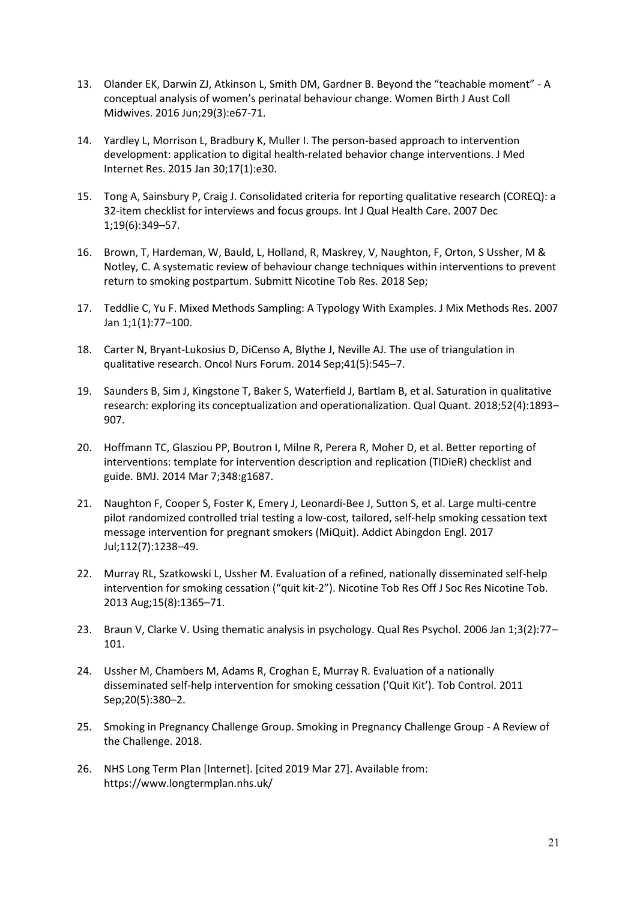13. Olander EK, Darwin ZJ, Atkinson L, Smith DM, Gardner B. Beyond the "teachable moment" - A conceptual analysis of women's perinatal behaviour change. Women Birth J Aust Coll Midwives. 2016 Jun;29(3):e67-71.

14. Yardley L, Morrison L, Bradbury K, Muller I. The person-based approach to intervention development: application to digital health-related behavior change interventions. J Med Internet Res. 2015 Jan 30;17(1):e30.

15. Tong A, Sainsbury P, Craig J. Consolidated criteria for reporting qualitative research (COREQ): a 32-item checklist for interviews and focus groups. Int J Qual Health Care. 2007 Dec 1;19(6):349–57.

16. Brown, T, Hardeman, W, Bauld, L, Holland, R, Maskrey, V, Naughton, F, Orton, S Ussher, M & Notley, C. A systematic review of behaviour change techniques within interventions to prevent return to smoking postpartum. Submitt Nicotine Tob Res. 2018 Sep;

17. Teddlie C, Yu F. Mixed Methods Sampling: A Typology With Examples. J Mix Methods Res. 2007 Jan 1;1(1):77–100.

18. Carter N, Bryant-Lukosius D, DiCenso A, Blythe J, Neville AJ. The use of triangulation in qualitative research. Oncol Nurs Forum. 2014 Sep;41(5):545–7.

19. Saunders B, Sim J, Kingstone T, Baker S, Waterfield J, Bartlam B, et al. Saturation in qualitative research: exploring its conceptualization and operationalization. Qual Quant. 2018;52(4):1893–907.

20. Hoffmann TC, Glasziou PP, Boutron I, Milne R, Perera R, Moher D, et al. Better reporting of interventions: template for intervention description and replication (TIDieR) checklist and guide. BMJ. 2014 Mar 7;348:g1687.

21. Naughton F, Cooper S, Foster K, Emery J, Leonardi-Bee J, Sutton S, et al. Large multi-centre pilot randomized controlled trial testing a low-cost, tailored, self-help smoking cessation text message intervention for pregnant smokers (MiQuit). Addict Abingdon Engl. 2017 Jul;112(7):1238–49.

22. Murray RL, Szatkowski L, Ussher M. Evaluation of a refined, nationally disseminated self-help intervention for smoking cessation ("quit kit-2"). Nicotine Tob Res Off J Soc Res Nicotine Tob. 2013 Aug;15(8):1365–71.

23. Braun V, Clarke V. Using thematic analysis in psychology. Qual Res Psychol. 2006 Jan 1;3(2):77–101.

24. Ussher M, Chambers M, Adams R, Croghan E, Murray R. Evaluation of a nationally disseminated self-help intervention for smoking cessation ('Quit Kit'). Tob Control. 2011 Sep;20(5):380–2.

25. Smoking in Pregnancy Challenge Group. Smoking in Pregnancy Challenge Group - A Review of the Challenge. 2018.

26. NHS Long Term Plan [Internet]. [cited 2019 Mar 27]. Available from: https://www.longtermplan.nhs.uk/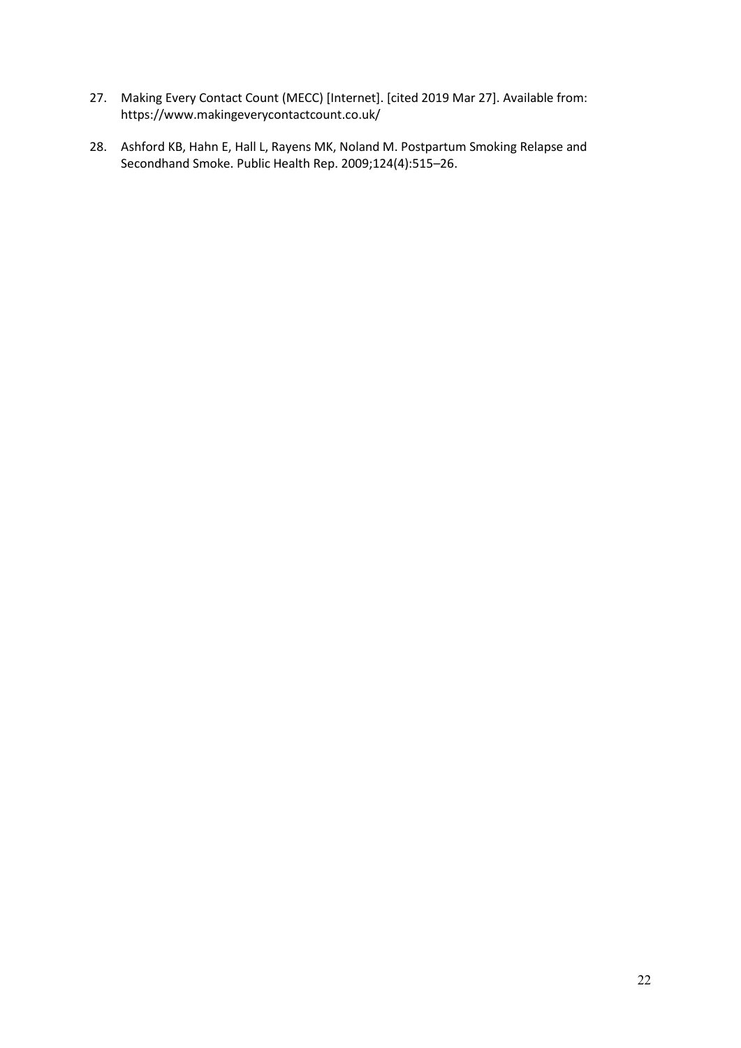27. Making Every Contact Count (MECC) [Internet]. [cited 2019 Mar 27]. Available from: https://www.makingeverycontactcount.co.uk/

28. Ashford KB, Hahn E, Hall L, Rayens MK, Noland M. Postpartum Smoking Relapse and Secondhand Smoke. Public Health Rep. 2009;124(4):515–26.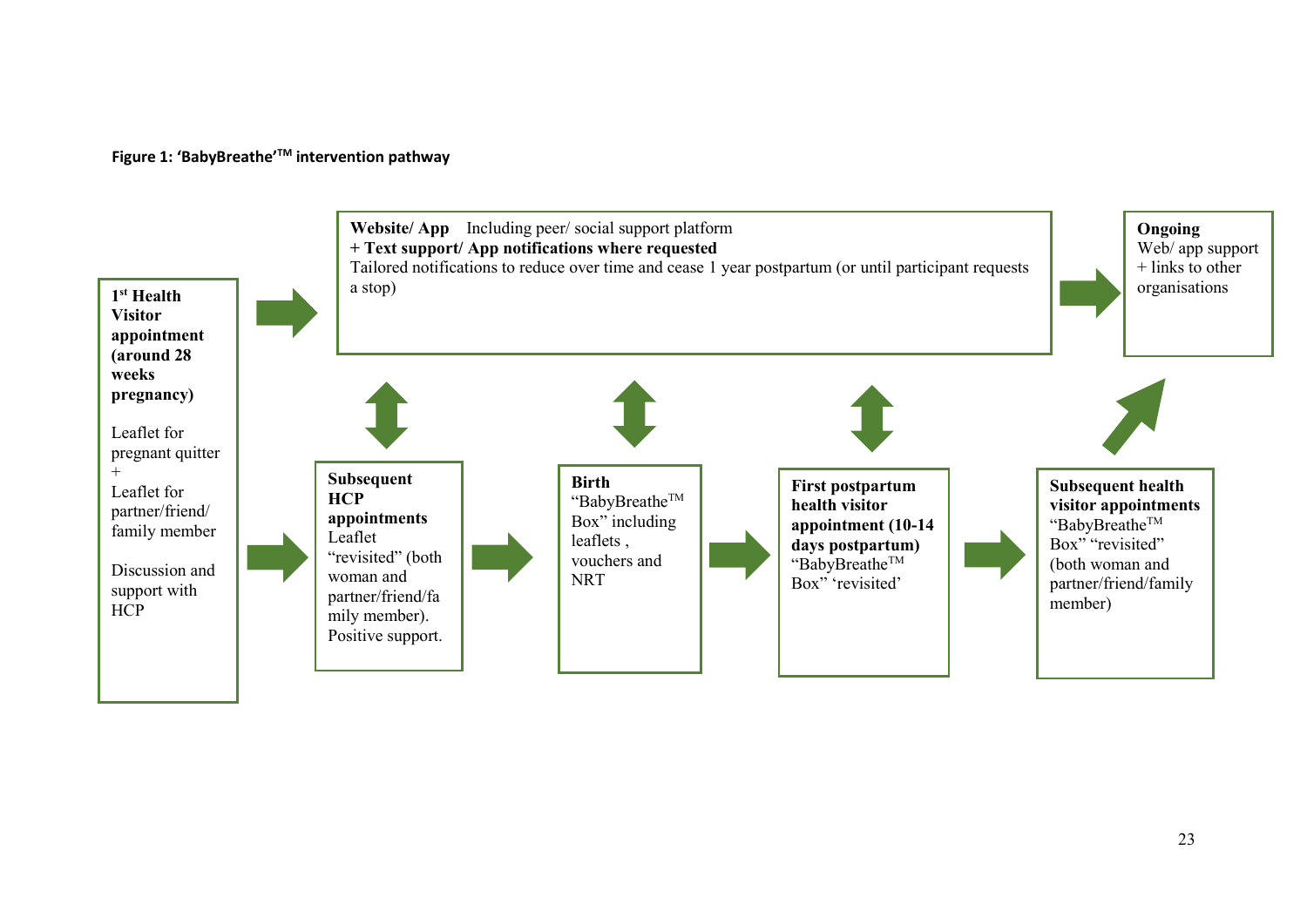**Figure 1: 'BabyBreathe'™ intervention pathway**

**1st Health Visitor appointment (around 28 weeks pregnancy)**

Leaflet for pregnant quitter
+
Leaflet for partner/friend/ family member

Discussion and support with HCP

**Website/ App** Including peer/ social support platform
**+ Text support/ App notifications where requested**
Tailored notifications to reduce over time and cease 1 year postpartum (or until participant requests a stop)

**Ongoing**
Web/ app support
+ links to other organisations

**Subsequent HCP appointments**
Leaflet "revisited" (both woman and partner/friend/family member). Positive support.

**Birth**
"BabyBreathe™ Box" including leaflets , vouchers and NRT

**First postpartum health visitor appointment (10-14 days postpartum)**
"BabyBreathe™ Box" 'revisited'

**Subsequent health visitor appointments**
"BabyBreathe™ Box" "revisited" (both woman and partner/friend/family member)